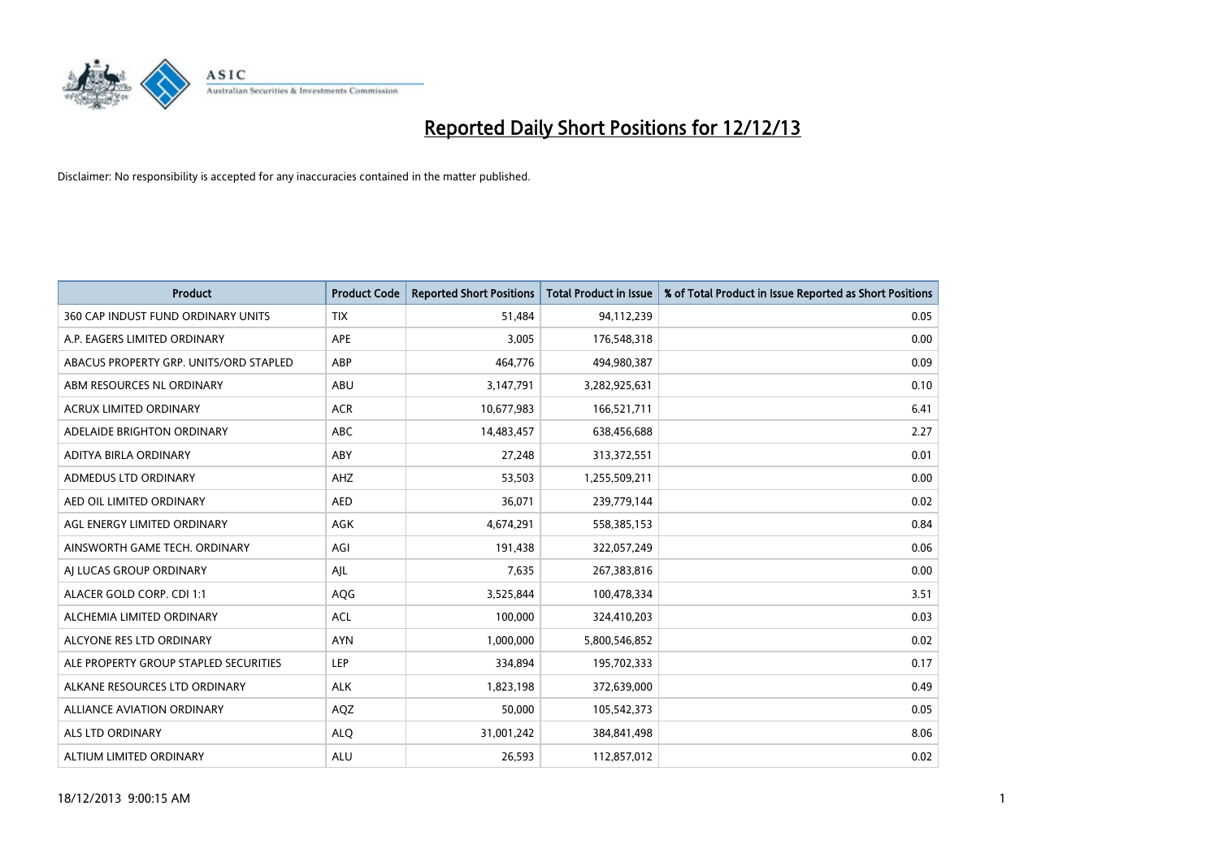# Reported Daily Short Positions for 12/12/13

Disclaimer: No responsibility is accepted for any inaccuracies contained in the matter published.

| Product | Product Code | Reported Short Positions | Total Product in Issue | % of Total Product in Issue Reported as Short Positions |
|---|---|---|---|---|
| 360 CAP INDUST FUND ORDINARY UNITS | TIX | 51,484 | 94,112,239 | 0.05 |
| A.P. EAGERS LIMITED ORDINARY | APE | 3,005 | 176,548,318 | 0.00 |
| ABACUS PROPERTY GRP. UNITS/ORD STAPLED | ABP | 464,776 | 494,980,387 | 0.09 |
| ABM RESOURCES NL ORDINARY | ABU | 3,147,791 | 3,282,925,631 | 0.10 |
| ACRUX LIMITED ORDINARY | ACR | 10,677,983 | 166,521,711 | 6.41 |
| ADELAIDE BRIGHTON ORDINARY | ABC | 14,483,457 | 638,456,688 | 2.27 |
| ADITYA BIRLA ORDINARY | ABY | 27,248 | 313,372,551 | 0.01 |
| ADMEDUS LTD ORDINARY | AHZ | 53,503 | 1,255,509,211 | 0.00 |
| AED OIL LIMITED ORDINARY | AED | 36,071 | 239,779,144 | 0.02 |
| AGL ENERGY LIMITED ORDINARY | AGK | 4,674,291 | 558,385,153 | 0.84 |
| AINSWORTH GAME TECH. ORDINARY | AGI | 191,438 | 322,057,249 | 0.06 |
| AJ LUCAS GROUP ORDINARY | AJL | 7,635 | 267,383,816 | 0.00 |
| ALACER GOLD CORP. CDI 1:1 | AQG | 3,525,844 | 100,478,334 | 3.51 |
| ALCHEMIA LIMITED ORDINARY | ACL | 100,000 | 324,410,203 | 0.03 |
| ALCYONE RES LTD ORDINARY | AYN | 1,000,000 | 5,800,546,852 | 0.02 |
| ALE PROPERTY GROUP STAPLED SECURITIES | LEP | 334,894 | 195,702,333 | 0.17 |
| ALKANE RESOURCES LTD ORDINARY | ALK | 1,823,198 | 372,639,000 | 0.49 |
| ALLIANCE AVIATION ORDINARY | AQZ | 50,000 | 105,542,373 | 0.05 |
| ALS LTD ORDINARY | ALQ | 31,001,242 | 384,841,498 | 8.06 |
| ALTIUM LIMITED ORDINARY | ALU | 26,593 | 112,857,012 | 0.02 |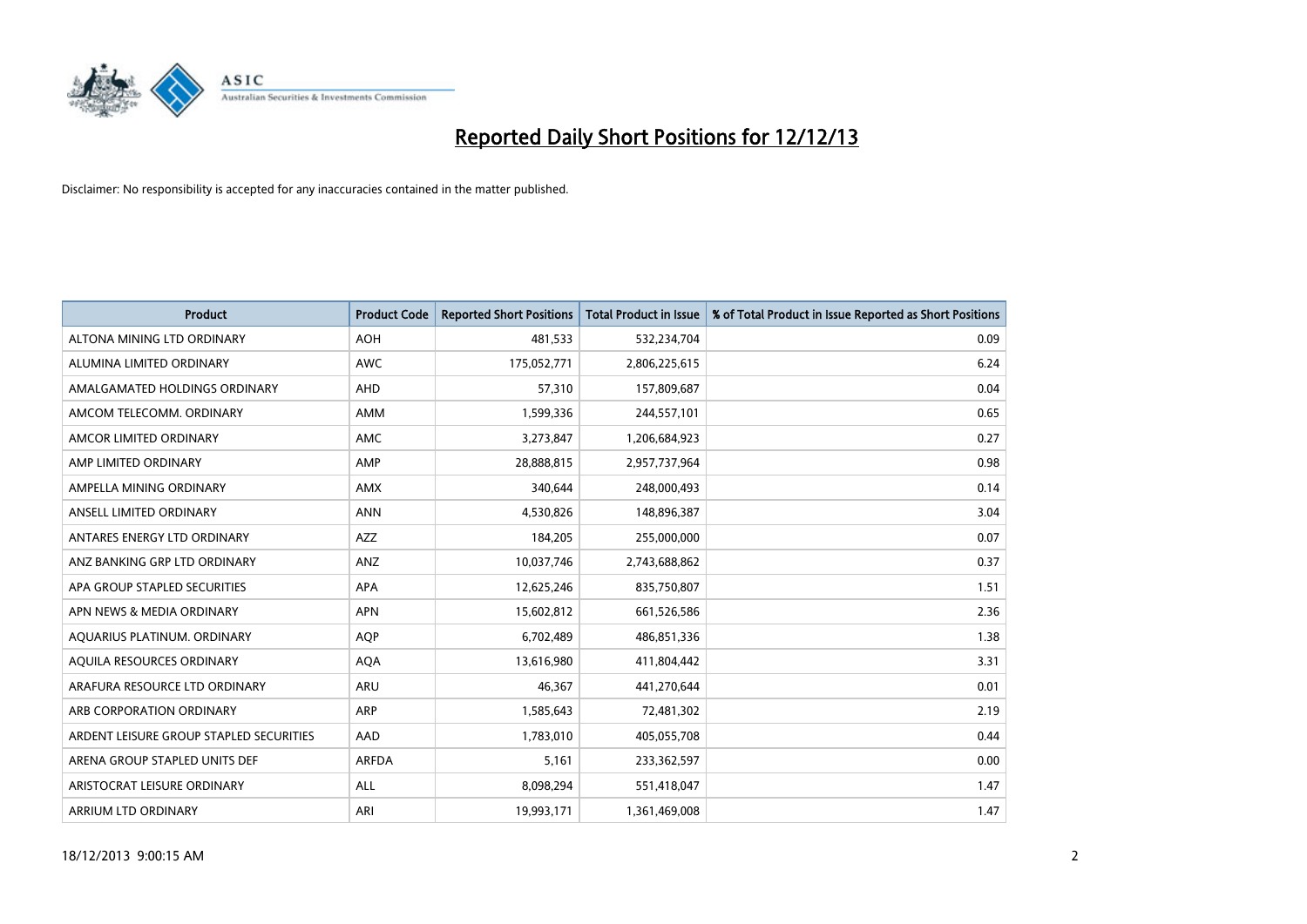# Reported Daily Short Positions for 12/12/13

Disclaimer: No responsibility is accepted for any inaccuracies contained in the matter published.

| Product | Product Code | Reported Short Positions | Total Product in Issue | % of Total Product in Issue Reported as Short Positions |
|---|---|---|---|---|
| ALTONA MINING LTD ORDINARY | AOH | 481,533 | 532,234,704 | 0.09 |
| ALUMINA LIMITED ORDINARY | AWC | 175,052,771 | 2,806,225,615 | 6.24 |
| AMALGAMATED HOLDINGS ORDINARY | AHD | 57,310 | 157,809,687 | 0.04 |
| AMCOM TELECOMM. ORDINARY | AMM | 1,599,336 | 244,557,101 | 0.65 |
| AMCOR LIMITED ORDINARY | AMC | 3,273,847 | 1,206,684,923 | 0.27 |
| AMP LIMITED ORDINARY | AMP | 28,888,815 | 2,957,737,964 | 0.98 |
| AMPELLA MINING ORDINARY | AMX | 340,644 | 248,000,493 | 0.14 |
| ANSELL LIMITED ORDINARY | ANN | 4,530,826 | 148,896,387 | 3.04 |
| ANTARES ENERGY LTD ORDINARY | AZZ | 184,205 | 255,000,000 | 0.07 |
| ANZ BANKING GRP LTD ORDINARY | ANZ | 10,037,746 | 2,743,688,862 | 0.37 |
| APA GROUP STAPLED SECURITIES | APA | 12,625,246 | 835,750,807 | 1.51 |
| APN NEWS & MEDIA ORDINARY | APN | 15,602,812 | 661,526,586 | 2.36 |
| AQUARIUS PLATINUM. ORDINARY | AQP | 6,702,489 | 486,851,336 | 1.38 |
| AQUILA RESOURCES ORDINARY | AQA | 13,616,980 | 411,804,442 | 3.31 |
| ARAFURA RESOURCE LTD ORDINARY | ARU | 46,367 | 441,270,644 | 0.01 |
| ARB CORPORATION ORDINARY | ARP | 1,585,643 | 72,481,302 | 2.19 |
| ARDENT LEISURE GROUP STAPLED SECURITIES | AAD | 1,783,010 | 405,055,708 | 0.44 |
| ARENA GROUP STAPLED UNITS DEF | ARFDA | 5,161 | 233,362,597 | 0.00 |
| ARISTOCRAT LEISURE ORDINARY | ALL | 8,098,294 | 551,418,047 | 1.47 |
| ARRIUM LTD ORDINARY | ARI | 19,993,171 | 1,361,469,008 | 1.47 |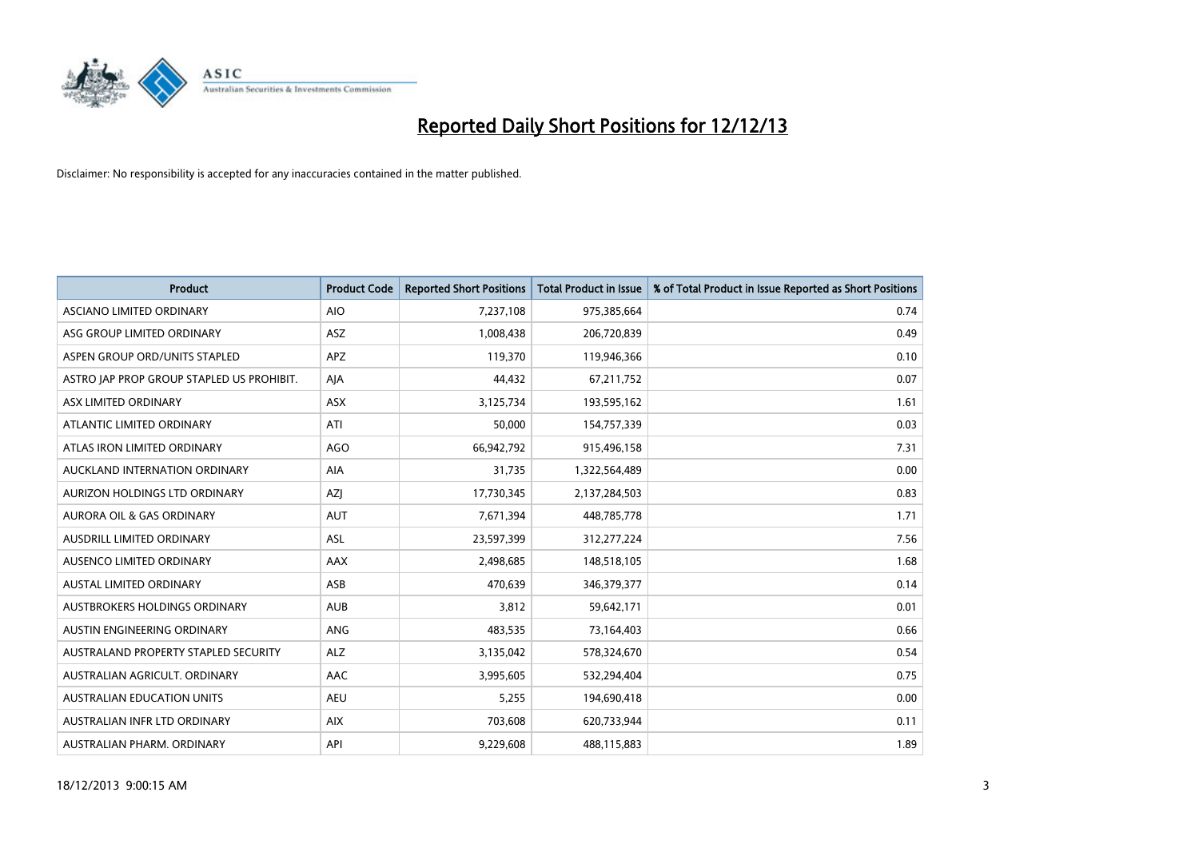# Reported Daily Short Positions for 12/12/13

Disclaimer: No responsibility is accepted for any inaccuracies contained in the matter published.

| Product | Product Code | Reported Short Positions | Total Product in Issue | % of Total Product in Issue Reported as Short Positions |
|---|---|---|---|---|
| ASCIANO LIMITED ORDINARY | AIO | 7,237,108 | 975,385,664 | 0.74 |
| ASG GROUP LIMITED ORDINARY | ASZ | 1,008,438 | 206,720,839 | 0.49 |
| ASPEN GROUP ORD/UNITS STAPLED | APZ | 119,370 | 119,946,366 | 0.10 |
| ASTRO JAP PROP GROUP STAPLED US PROHIBIT. | AJA | 44,432 | 67,211,752 | 0.07 |
| ASX LIMITED ORDINARY | ASX | 3,125,734 | 193,595,162 | 1.61 |
| ATLANTIC LIMITED ORDINARY | ATI | 50,000 | 154,757,339 | 0.03 |
| ATLAS IRON LIMITED ORDINARY | AGO | 66,942,792 | 915,496,158 | 7.31 |
| AUCKLAND INTERNATION ORDINARY | AIA | 31,735 | 1,322,564,489 | 0.00 |
| AURIZON HOLDINGS LTD ORDINARY | AZJ | 17,730,345 | 2,137,284,503 | 0.83 |
| AURORA OIL & GAS ORDINARY | AUT | 7,671,394 | 448,785,778 | 1.71 |
| AUSDRILL LIMITED ORDINARY | ASL | 23,597,399 | 312,277,224 | 7.56 |
| AUSENCO LIMITED ORDINARY | AAX | 2,498,685 | 148,518,105 | 1.68 |
| AUSTAL LIMITED ORDINARY | ASB | 470,639 | 346,379,377 | 0.14 |
| AUSTBROKERS HOLDINGS ORDINARY | AUB | 3,812 | 59,642,171 | 0.01 |
| AUSTIN ENGINEERING ORDINARY | ANG | 483,535 | 73,164,403 | 0.66 |
| AUSTRALAND PROPERTY STAPLED SECURITY | ALZ | 3,135,042 | 578,324,670 | 0.54 |
| AUSTRALIAN AGRICULT. ORDINARY | AAC | 3,995,605 | 532,294,404 | 0.75 |
| AUSTRALIAN EDUCATION UNITS | AEU | 5,255 | 194,690,418 | 0.00 |
| AUSTRALIAN INFR LTD ORDINARY | AIX | 703,608 | 620,733,944 | 0.11 |
| AUSTRALIAN PHARM. ORDINARY | API | 9,229,608 | 488,115,883 | 1.89 |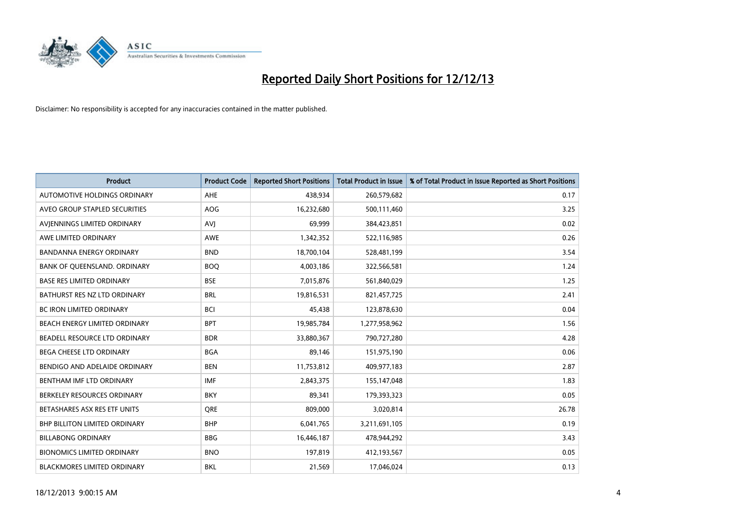# Reported Daily Short Positions for 12/12/13

Disclaimer: No responsibility is accepted for any inaccuracies contained in the matter published.

| Product | Product Code | Reported Short Positions | Total Product in Issue | % of Total Product in Issue Reported as Short Positions |
|---|---|---|---|---|
| AUTOMOTIVE HOLDINGS ORDINARY | AHE | 438,934 | 260,579,682 | 0.17 |
| AVEO GROUP STAPLED SECURITIES | AOG | 16,232,680 | 500,111,460 | 3.25 |
| AVJENNINGS LIMITED ORDINARY | AVJ | 69,999 | 384,423,851 | 0.02 |
| AWE LIMITED ORDINARY | AWE | 1,342,352 | 522,116,985 | 0.26 |
| BANDANNA ENERGY ORDINARY | BND | 18,700,104 | 528,481,199 | 3.54 |
| BANK OF QUEENSLAND. ORDINARY | BOQ | 4,003,186 | 322,566,581 | 1.24 |
| BASE RES LIMITED ORDINARY | BSE | 7,015,876 | 561,840,029 | 1.25 |
| BATHURST RES NZ LTD ORDINARY | BRL | 19,816,531 | 821,457,725 | 2.41 |
| BC IRON LIMITED ORDINARY | BCI | 45,438 | 123,878,630 | 0.04 |
| BEACH ENERGY LIMITED ORDINARY | BPT | 19,985,784 | 1,277,958,962 | 1.56 |
| BEADELL RESOURCE LTD ORDINARY | BDR | 33,880,367 | 790,727,280 | 4.28 |
| BEGA CHEESE LTD ORDINARY | BGA | 89,146 | 151,975,190 | 0.06 |
| BENDIGO AND ADELAIDE ORDINARY | BEN | 11,753,812 | 409,977,183 | 2.87 |
| BENTHAM IMF LTD ORDINARY | IMF | 2,843,375 | 155,147,048 | 1.83 |
| BERKELEY RESOURCES ORDINARY | BKY | 89,341 | 179,393,323 | 0.05 |
| BETASHARES ASX RES ETF UNITS | QRE | 809,000 | 3,020,814 | 26.78 |
| BHP BILLITON LIMITED ORDINARY | BHP | 6,041,765 | 3,211,691,105 | 0.19 |
| BILLABONG ORDINARY | BBG | 16,446,187 | 478,944,292 | 3.43 |
| BIONOMICS LIMITED ORDINARY | BNO | 197,819 | 412,193,567 | 0.05 |
| BLACKMORES LIMITED ORDINARY | BKL | 21,569 | 17,046,024 | 0.13 |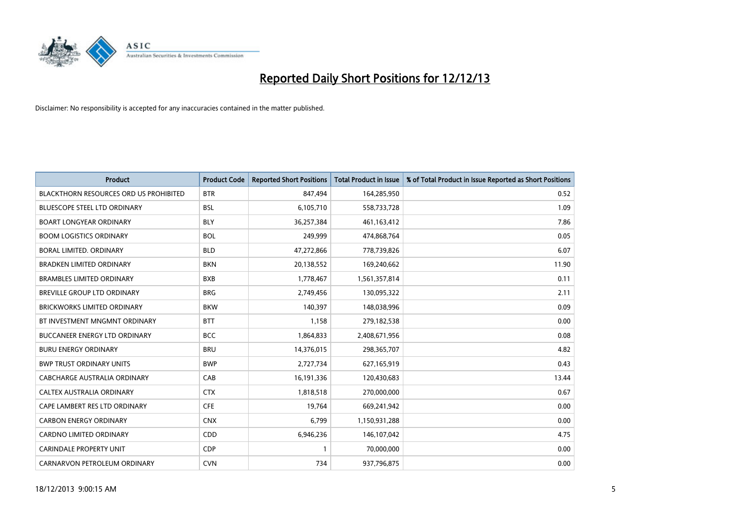# Reported Daily Short Positions for 12/12/13

Disclaimer: No responsibility is accepted for any inaccuracies contained in the matter published.

| Product | Product Code | Reported Short Positions | Total Product in Issue | % of Total Product in Issue Reported as Short Positions |
|---|---|---|---|---|
| BLACKTHORN RESOURCES ORD US PROHIBITED | BTR | 847,494 | 164,285,950 | 0.52 |
| BLUESCOPE STEEL LTD ORDINARY | BSL | 6,105,710 | 558,733,728 | 1.09 |
| BOART LONGYEAR ORDINARY | BLY | 36,257,384 | 461,163,412 | 7.86 |
| BOOM LOGISTICS ORDINARY | BOL | 249,999 | 474,868,764 | 0.05 |
| BORAL LIMITED. ORDINARY | BLD | 47,272,866 | 778,739,826 | 6.07 |
| BRADKEN LIMITED ORDINARY | BKN | 20,138,552 | 169,240,662 | 11.90 |
| BRAMBLES LIMITED ORDINARY | BXB | 1,778,467 | 1,561,357,814 | 0.11 |
| BREVILLE GROUP LTD ORDINARY | BRG | 2,749,456 | 130,095,322 | 2.11 |
| BRICKWORKS LIMITED ORDINARY | BKW | 140,397 | 148,038,996 | 0.09 |
| BT INVESTMENT MNGMNT ORDINARY | BTT | 1,158 | 279,182,538 | 0.00 |
| BUCCANEER ENERGY LTD ORDINARY | BCC | 1,864,833 | 2,408,671,956 | 0.08 |
| BURU ENERGY ORDINARY | BRU | 14,376,015 | 298,365,707 | 4.82 |
| BWP TRUST ORDINARY UNITS | BWP | 2,727,734 | 627,165,919 | 0.43 |
| CABCHARGE AUSTRALIA ORDINARY | CAB | 16,191,336 | 120,430,683 | 13.44 |
| CALTEX AUSTRALIA ORDINARY | CTX | 1,818,518 | 270,000,000 | 0.67 |
| CAPE LAMBERT RES LTD ORDINARY | CFE | 19,764 | 669,241,942 | 0.00 |
| CARBON ENERGY ORDINARY | CNX | 6,799 | 1,150,931,288 | 0.00 |
| CARDNO LIMITED ORDINARY | CDD | 6,946,236 | 146,107,042 | 4.75 |
| CARINDALE PROPERTY UNIT | CDP | 1 | 70,000,000 | 0.00 |
| CARNARVON PETROLEUM ORDINARY | CVN | 734 | 937,796,875 | 0.00 |

18/12/2013 9:00:15 AM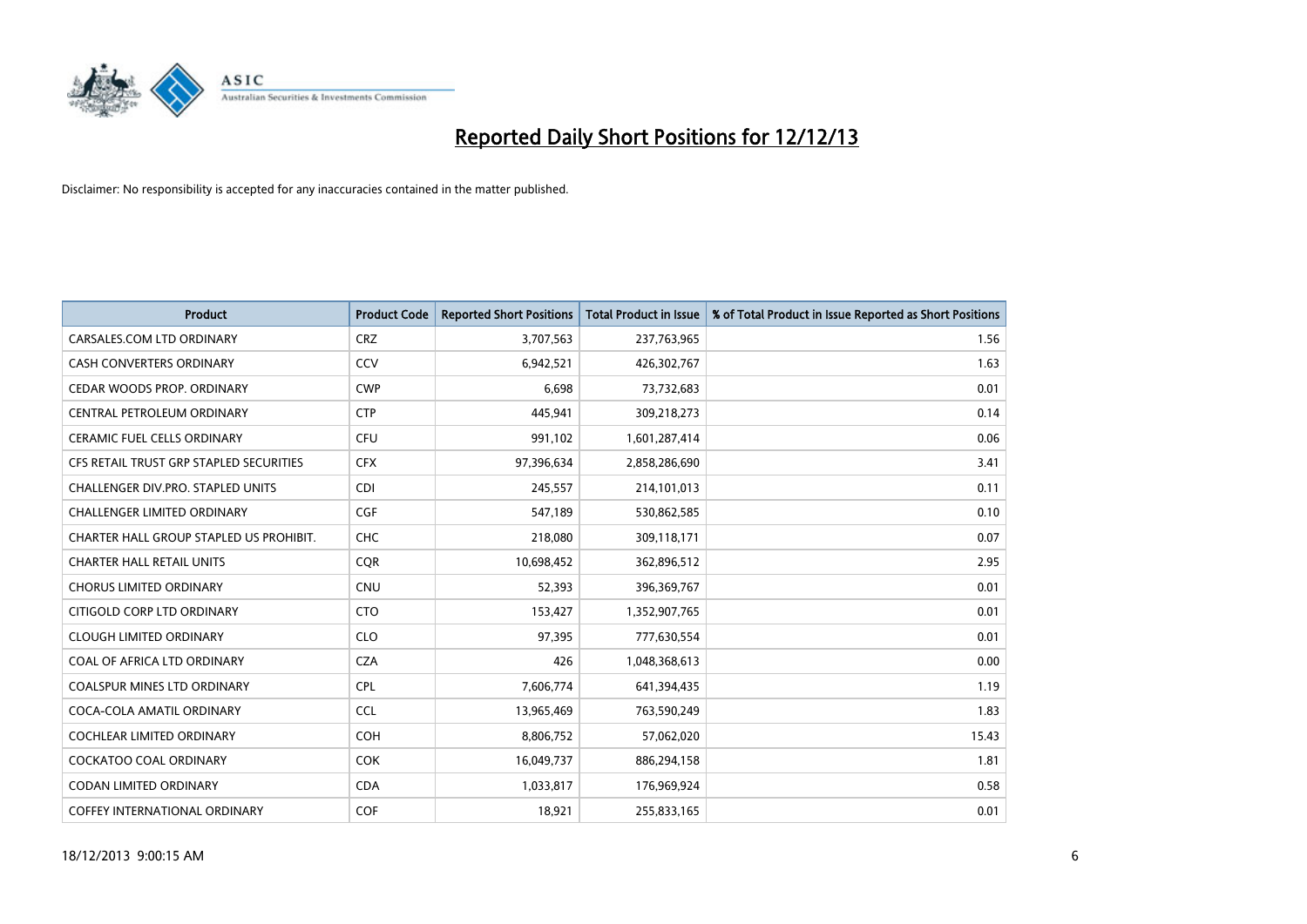# Reported Daily Short Positions for 12/12/13

Disclaimer: No responsibility is accepted for any inaccuracies contained in the matter published.

| Product | Product Code | Reported Short Positions | Total Product in Issue | % of Total Product in Issue Reported as Short Positions |
|---|---|---|---|---|
| CARSALES.COM LTD ORDINARY | CRZ | 3,707,563 | 237,763,965 | 1.56 |
| CASH CONVERTERS ORDINARY | CCV | 6,942,521 | 426,302,767 | 1.63 |
| CEDAR WOODS PROP. ORDINARY | CWP | 6,698 | 73,732,683 | 0.01 |
| CENTRAL PETROLEUM ORDINARY | CTP | 445,941 | 309,218,273 | 0.14 |
| CERAMIC FUEL CELLS ORDINARY | CFU | 991,102 | 1,601,287,414 | 0.06 |
| CFS RETAIL TRUST GRP STAPLED SECURITIES | CFX | 97,396,634 | 2,858,286,690 | 3.41 |
| CHALLENGER DIV.PRO. STAPLED UNITS | CDI | 245,557 | 214,101,013 | 0.11 |
| CHALLENGER LIMITED ORDINARY | CGF | 547,189 | 530,862,585 | 0.10 |
| CHARTER HALL GROUP STAPLED US PROHIBIT. | CHC | 218,080 | 309,118,171 | 0.07 |
| CHARTER HALL RETAIL UNITS | CQR | 10,698,452 | 362,896,512 | 2.95 |
| CHORUS LIMITED ORDINARY | CNU | 52,393 | 396,369,767 | 0.01 |
| CITIGOLD CORP LTD ORDINARY | CTO | 153,427 | 1,352,907,765 | 0.01 |
| CLOUGH LIMITED ORDINARY | CLO | 97,395 | 777,630,554 | 0.01 |
| COAL OF AFRICA LTD ORDINARY | CZA | 426 | 1,048,368,613 | 0.00 |
| COALSPUR MINES LTD ORDINARY | CPL | 7,606,774 | 641,394,435 | 1.19 |
| COCA-COLA AMATIL ORDINARY | CCL | 13,965,469 | 763,590,249 | 1.83 |
| COCHLEAR LIMITED ORDINARY | COH | 8,806,752 | 57,062,020 | 15.43 |
| COCKATOO COAL ORDINARY | COK | 16,049,737 | 886,294,158 | 1.81 |
| CODAN LIMITED ORDINARY | CDA | 1,033,817 | 176,969,924 | 0.58 |
| COFFEY INTERNATIONAL ORDINARY | COF | 18,921 | 255,833,165 | 0.01 |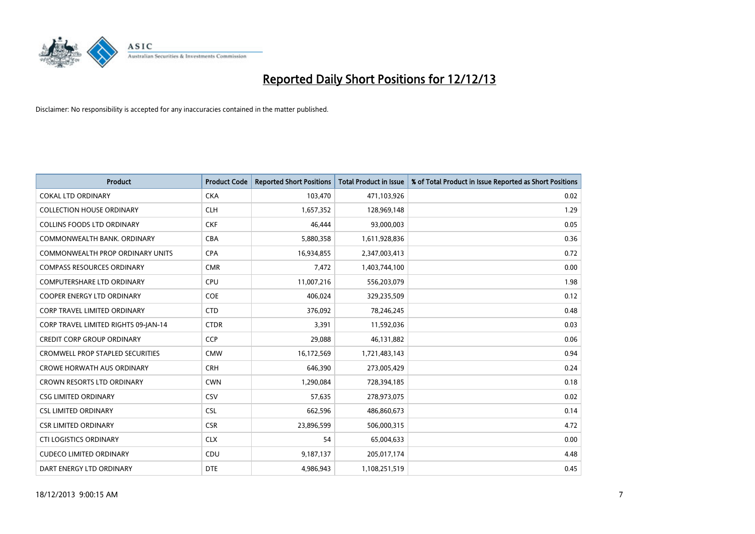# Reported Daily Short Positions for 12/12/13

Disclaimer: No responsibility is accepted for any inaccuracies contained in the matter published.

| Product | Product Code | Reported Short Positions | Total Product in Issue | % of Total Product in Issue Reported as Short Positions |
|---|---|---|---|---|
| COKAL LTD ORDINARY | CKA | 103,470 | 471,103,926 | 0.02 |
| COLLECTION HOUSE ORDINARY | CLH | 1,657,352 | 128,969,148 | 1.29 |
| COLLINS FOODS LTD ORDINARY | CKF | 46,444 | 93,000,003 | 0.05 |
| COMMONWEALTH BANK. ORDINARY | CBA | 5,880,358 | 1,611,928,836 | 0.36 |
| COMMONWEALTH PROP ORDINARY UNITS | CPA | 16,934,855 | 2,347,003,413 | 0.72 |
| COMPASS RESOURCES ORDINARY | CMR | 7,472 | 1,403,744,100 | 0.00 |
| COMPUTERSHARE LTD ORDINARY | CPU | 11,007,216 | 556,203,079 | 1.98 |
| COOPER ENERGY LTD ORDINARY | COE | 406,024 | 329,235,509 | 0.12 |
| CORP TRAVEL LIMITED ORDINARY | CTD | 376,092 | 78,246,245 | 0.48 |
| CORP TRAVEL LIMITED RIGHTS 09-JAN-14 | CTDR | 3,391 | 11,592,036 | 0.03 |
| CREDIT CORP GROUP ORDINARY | CCP | 29,088 | 46,131,882 | 0.06 |
| CROMWELL PROP STAPLED SECURITIES | CMW | 16,172,569 | 1,721,483,143 | 0.94 |
| CROWE HORWATH AUS ORDINARY | CRH | 646,390 | 273,005,429 | 0.24 |
| CROWN RESORTS LTD ORDINARY | CWN | 1,290,084 | 728,394,185 | 0.18 |
| CSG LIMITED ORDINARY | CSV | 57,635 | 278,973,075 | 0.02 |
| CSL LIMITED ORDINARY | CSL | 662,596 | 486,860,673 | 0.14 |
| CSR LIMITED ORDINARY | CSR | 23,896,599 | 506,000,315 | 4.72 |
| CTI LOGISTICS ORDINARY | CLX | 54 | 65,004,633 | 0.00 |
| CUDECO LIMITED ORDINARY | CDU | 9,187,137 | 205,017,174 | 4.48 |
| DART ENERGY LTD ORDINARY | DTE | 4,986,943 | 1,108,251,519 | 0.45 |

18/12/2013 9:00:15 AM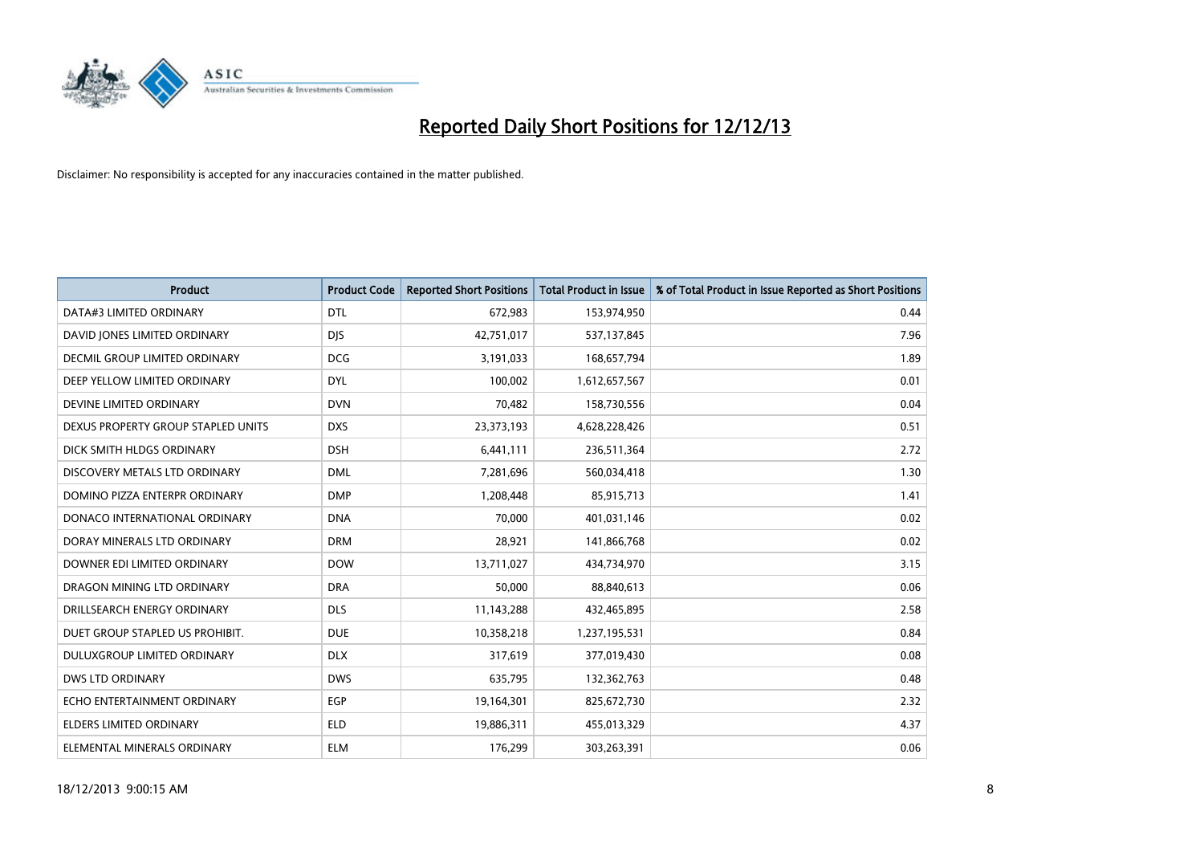# Reported Daily Short Positions for 12/12/13

Disclaimer: No responsibility is accepted for any inaccuracies contained in the matter published.

| Product | Product Code | Reported Short Positions | Total Product in Issue | % of Total Product in Issue Reported as Short Positions |
|---|---|---|---|---|
| DATA#3 LIMITED ORDINARY | DTL | 672,983 | 153,974,950 | 0.44 |
| DAVID JONES LIMITED ORDINARY | DJS | 42,751,017 | 537,137,845 | 7.96 |
| DECMIL GROUP LIMITED ORDINARY | DCG | 3,191,033 | 168,657,794 | 1.89 |
| DEEP YELLOW LIMITED ORDINARY | DYL | 100,002 | 1,612,657,567 | 0.01 |
| DEVINE LIMITED ORDINARY | DVN | 70,482 | 158,730,556 | 0.04 |
| DEXUS PROPERTY GROUP STAPLED UNITS | DXS | 23,373,193 | 4,628,228,426 | 0.51 |
| DICK SMITH HLDGS ORDINARY | DSH | 6,441,111 | 236,511,364 | 2.72 |
| DISCOVERY METALS LTD ORDINARY | DML | 7,281,696 | 560,034,418 | 1.30 |
| DOMINO PIZZA ENTERPR ORDINARY | DMP | 1,208,448 | 85,915,713 | 1.41 |
| DONACO INTERNATIONAL ORDINARY | DNA | 70,000 | 401,031,146 | 0.02 |
| DORAY MINERALS LTD ORDINARY | DRM | 28,921 | 141,866,768 | 0.02 |
| DOWNER EDI LIMITED ORDINARY | DOW | 13,711,027 | 434,734,970 | 3.15 |
| DRAGON MINING LTD ORDINARY | DRA | 50,000 | 88,840,613 | 0.06 |
| DRILLSEARCH ENERGY ORDINARY | DLS | 11,143,288 | 432,465,895 | 2.58 |
| DUET GROUP STAPLED US PROHIBIT. | DUE | 10,358,218 | 1,237,195,531 | 0.84 |
| DULUXGROUP LIMITED ORDINARY | DLX | 317,619 | 377,019,430 | 0.08 |
| DWS LTD ORDINARY | DWS | 635,795 | 132,362,763 | 0.48 |
| ECHO ENTERTAINMENT ORDINARY | EGP | 19,164,301 | 825,672,730 | 2.32 |
| ELDERS LIMITED ORDINARY | ELD | 19,886,311 | 455,013,329 | 4.37 |
| ELEMENTAL MINERALS ORDINARY | ELM | 176,299 | 303,263,391 | 0.06 |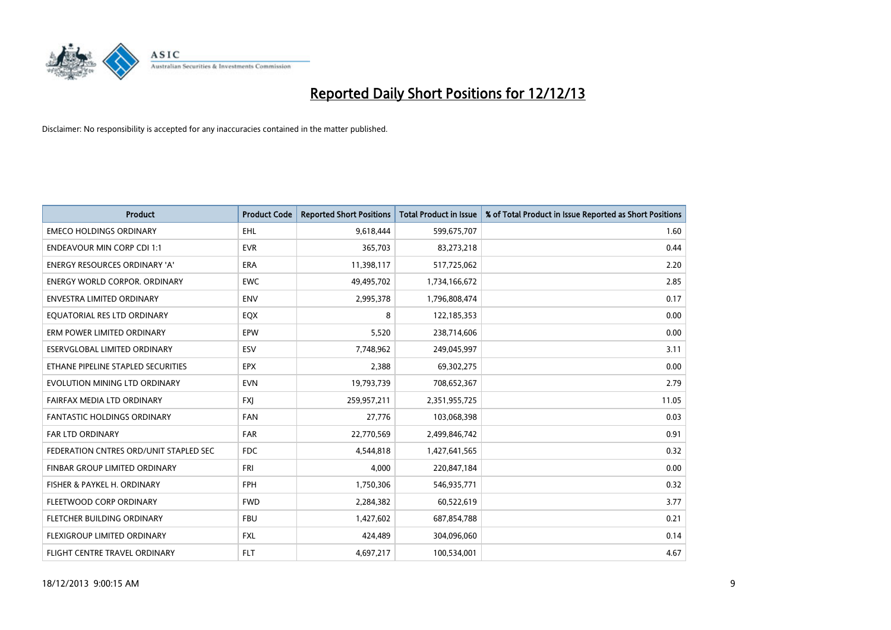# Reported Daily Short Positions for 12/12/13

Disclaimer: No responsibility is accepted for any inaccuracies contained in the matter published.

| Product | Product Code | Reported Short Positions | Total Product in Issue | % of Total Product in Issue Reported as Short Positions |
|---|---|---|---|---|
| EMECO HOLDINGS ORDINARY | EHL | 9,618,444 | 599,675,707 | 1.60 |
| ENDEAVOUR MIN CORP CDI 1:1 | EVR | 365,703 | 83,273,218 | 0.44 |
| ENERGY RESOURCES ORDINARY 'A' | ERA | 11,398,117 | 517,725,062 | 2.20 |
| ENERGY WORLD CORPOR. ORDINARY | EWC | 49,495,702 | 1,734,166,672 | 2.85 |
| ENVESTRA LIMITED ORDINARY | ENV | 2,995,378 | 1,796,808,474 | 0.17 |
| EQUATORIAL RES LTD ORDINARY | EQX | 8 | 122,185,353 | 0.00 |
| ERM POWER LIMITED ORDINARY | EPW | 5,520 | 238,714,606 | 0.00 |
| ESERVGLOBAL LIMITED ORDINARY | ESV | 7,748,962 | 249,045,997 | 3.11 |
| ETHANE PIPELINE STAPLED SECURITIES | EPX | 2,388 | 69,302,275 | 0.00 |
| EVOLUTION MINING LTD ORDINARY | EVN | 19,793,739 | 708,652,367 | 2.79 |
| FAIRFAX MEDIA LTD ORDINARY | FXJ | 259,957,211 | 2,351,955,725 | 11.05 |
| FANTASTIC HOLDINGS ORDINARY | FAN | 27,776 | 103,068,398 | 0.03 |
| FAR LTD ORDINARY | FAR | 22,770,569 | 2,499,846,742 | 0.91 |
| FEDERATION CNTRES ORD/UNIT STAPLED SEC | FDC | 4,544,818 | 1,427,641,565 | 0.32 |
| FINBAR GROUP LIMITED ORDINARY | FRI | 4,000 | 220,847,184 | 0.00 |
| FISHER & PAYKEL H. ORDINARY | FPH | 1,750,306 | 546,935,771 | 0.32 |
| FLEETWOOD CORP ORDINARY | FWD | 2,284,382 | 60,522,619 | 3.77 |
| FLETCHER BUILDING ORDINARY | FBU | 1,427,602 | 687,854,788 | 0.21 |
| FLEXIGROUP LIMITED ORDINARY | FXL | 424,489 | 304,096,060 | 0.14 |
| FLIGHT CENTRE TRAVEL ORDINARY | FLT | 4,697,217 | 100,534,001 | 4.67 |

18/12/2013 9:00:15 AM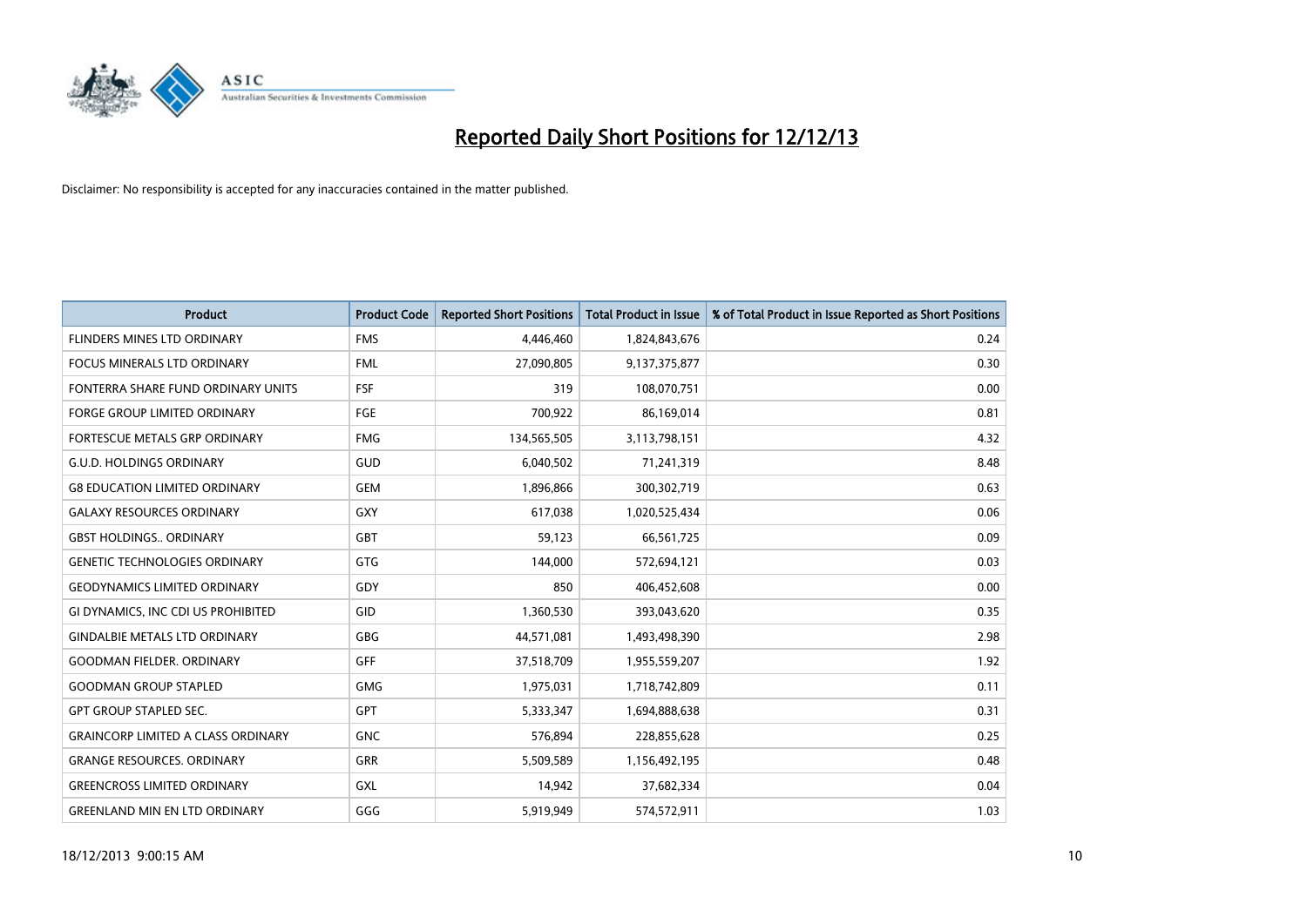# Reported Daily Short Positions for 12/12/13

Disclaimer: No responsibility is accepted for any inaccuracies contained in the matter published.

| Product | Product Code | Reported Short Positions | Total Product in Issue | % of Total Product in Issue Reported as Short Positions |
|---|---|---|---|---|
| FLINDERS MINES LTD ORDINARY | FMS | 4,446,460 | 1,824,843,676 | 0.24 |
| FOCUS MINERALS LTD ORDINARY | FML | 27,090,805 | 9,137,375,877 | 0.30 |
| FONTERRA SHARE FUND ORDINARY UNITS | FSF | 319 | 108,070,751 | 0.00 |
| FORGE GROUP LIMITED ORDINARY | FGE | 700,922 | 86,169,014 | 0.81 |
| FORTESCUE METALS GRP ORDINARY | FMG | 134,565,505 | 3,113,798,151 | 4.32 |
| G.U.D. HOLDINGS ORDINARY | GUD | 6,040,502 | 71,241,319 | 8.48 |
| G8 EDUCATION LIMITED ORDINARY | GEM | 1,896,866 | 300,302,719 | 0.63 |
| GALAXY RESOURCES ORDINARY | GXY | 617,038 | 1,020,525,434 | 0.06 |
| GBST HOLDINGS.. ORDINARY | GBT | 59,123 | 66,561,725 | 0.09 |
| GENETIC TECHNOLOGIES ORDINARY | GTG | 144,000 | 572,694,121 | 0.03 |
| GEODYNAMICS LIMITED ORDINARY | GDY | 850 | 406,452,608 | 0.00 |
| GI DYNAMICS, INC CDI US PROHIBITED | GID | 1,360,530 | 393,043,620 | 0.35 |
| GINDALBIE METALS LTD ORDINARY | GBG | 44,571,081 | 1,493,498,390 | 2.98 |
| GOODMAN FIELDER. ORDINARY | GFF | 37,518,709 | 1,955,559,207 | 1.92 |
| GOODMAN GROUP STAPLED | GMG | 1,975,031 | 1,718,742,809 | 0.11 |
| GPT GROUP STAPLED SEC. | GPT | 5,333,347 | 1,694,888,638 | 0.31 |
| GRAINCORP LIMITED A CLASS ORDINARY | GNC | 576,894 | 228,855,628 | 0.25 |
| GRANGE RESOURCES. ORDINARY | GRR | 5,509,589 | 1,156,492,195 | 0.48 |
| GREENCROSS LIMITED ORDINARY | GXL | 14,942 | 37,682,334 | 0.04 |
| GREENLAND MIN EN LTD ORDINARY | GGG | 5,919,949 | 574,572,911 | 1.03 |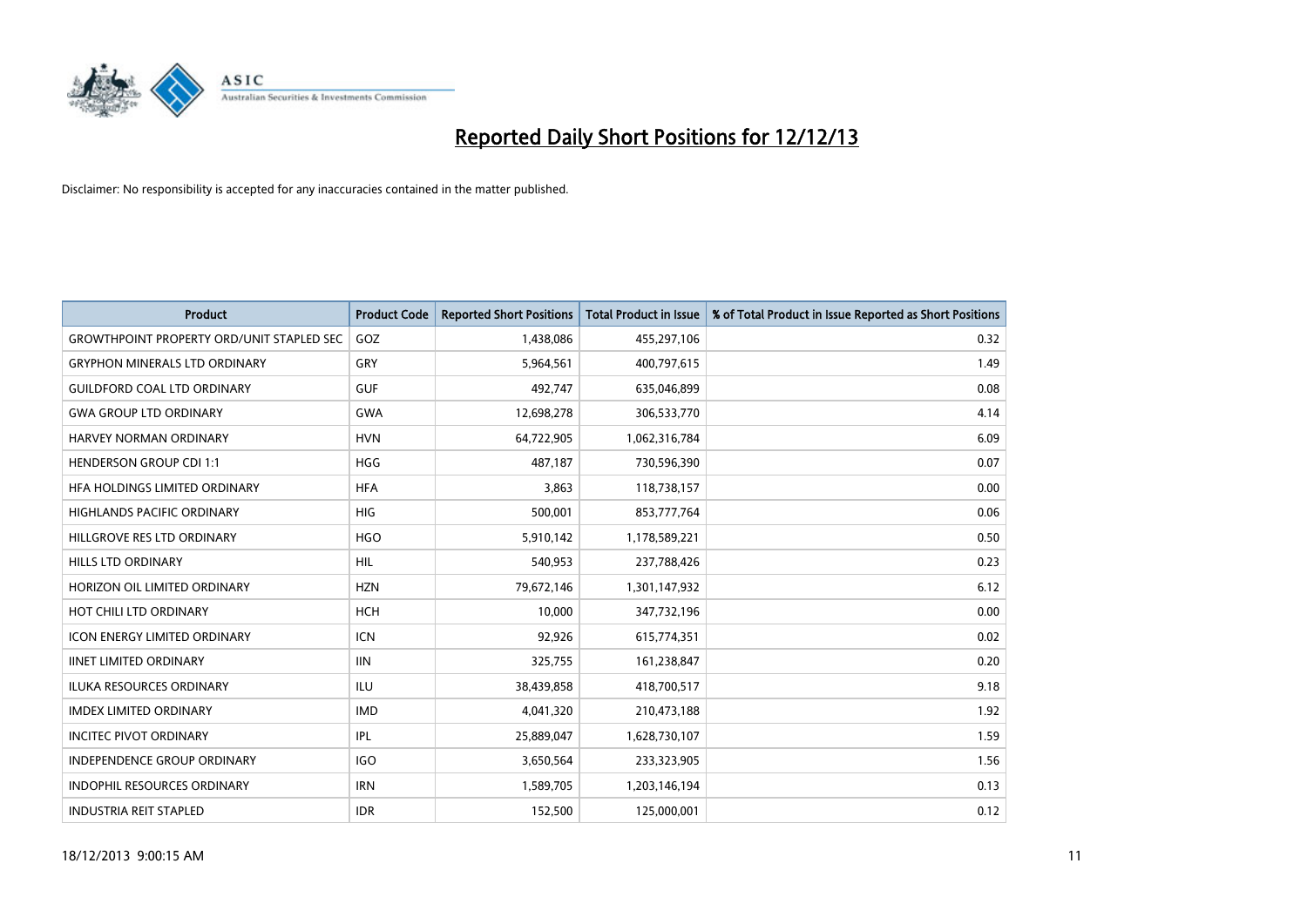# Reported Daily Short Positions for 12/12/13

Disclaimer: No responsibility is accepted for any inaccuracies contained in the matter published.

| Product | Product Code | Reported Short Positions | Total Product in Issue | % of Total Product in Issue Reported as Short Positions |
|---|---|---|---|---|
| GROWTHPOINT PROPERTY ORD/UNIT STAPLED SEC | GOZ | 1,438,086 | 455,297,106 | 0.32 |
| GRYPHON MINERALS LTD ORDINARY | GRY | 5,964,561 | 400,797,615 | 1.49 |
| GUILDFORD COAL LTD ORDINARY | GUF | 492,747 | 635,046,899 | 0.08 |
| GWA GROUP LTD ORDINARY | GWA | 12,698,278 | 306,533,770 | 4.14 |
| HARVEY NORMAN ORDINARY | HVN | 64,722,905 | 1,062,316,784 | 6.09 |
| HENDERSON GROUP CDI 1:1 | HGG | 487,187 | 730,596,390 | 0.07 |
| HFA HOLDINGS LIMITED ORDINARY | HFA | 3,863 | 118,738,157 | 0.00 |
| HIGHLANDS PACIFIC ORDINARY | HIG | 500,001 | 853,777,764 | 0.06 |
| HILLGROVE RES LTD ORDINARY | HGO | 5,910,142 | 1,178,589,221 | 0.50 |
| HILLS LTD ORDINARY | HIL | 540,953 | 237,788,426 | 0.23 |
| HORIZON OIL LIMITED ORDINARY | HZN | 79,672,146 | 1,301,147,932 | 6.12 |
| HOT CHILI LTD ORDINARY | HCH | 10,000 | 347,732,196 | 0.00 |
| ICON ENERGY LIMITED ORDINARY | ICN | 92,926 | 615,774,351 | 0.02 |
| IINET LIMITED ORDINARY | IIN | 325,755 | 161,238,847 | 0.20 |
| ILUKA RESOURCES ORDINARY | ILU | 38,439,858 | 418,700,517 | 9.18 |
| IMDEX LIMITED ORDINARY | IMD | 4,041,320 | 210,473,188 | 1.92 |
| INCITEC PIVOT ORDINARY | IPL | 25,889,047 | 1,628,730,107 | 1.59 |
| INDEPENDENCE GROUP ORDINARY | IGO | 3,650,564 | 233,323,905 | 1.56 |
| INDOPHIL RESOURCES ORDINARY | IRN | 1,589,705 | 1,203,146,194 | 0.13 |
| INDUSTRIA REIT STAPLED | IDR | 152,500 | 125,000,001 | 0.12 |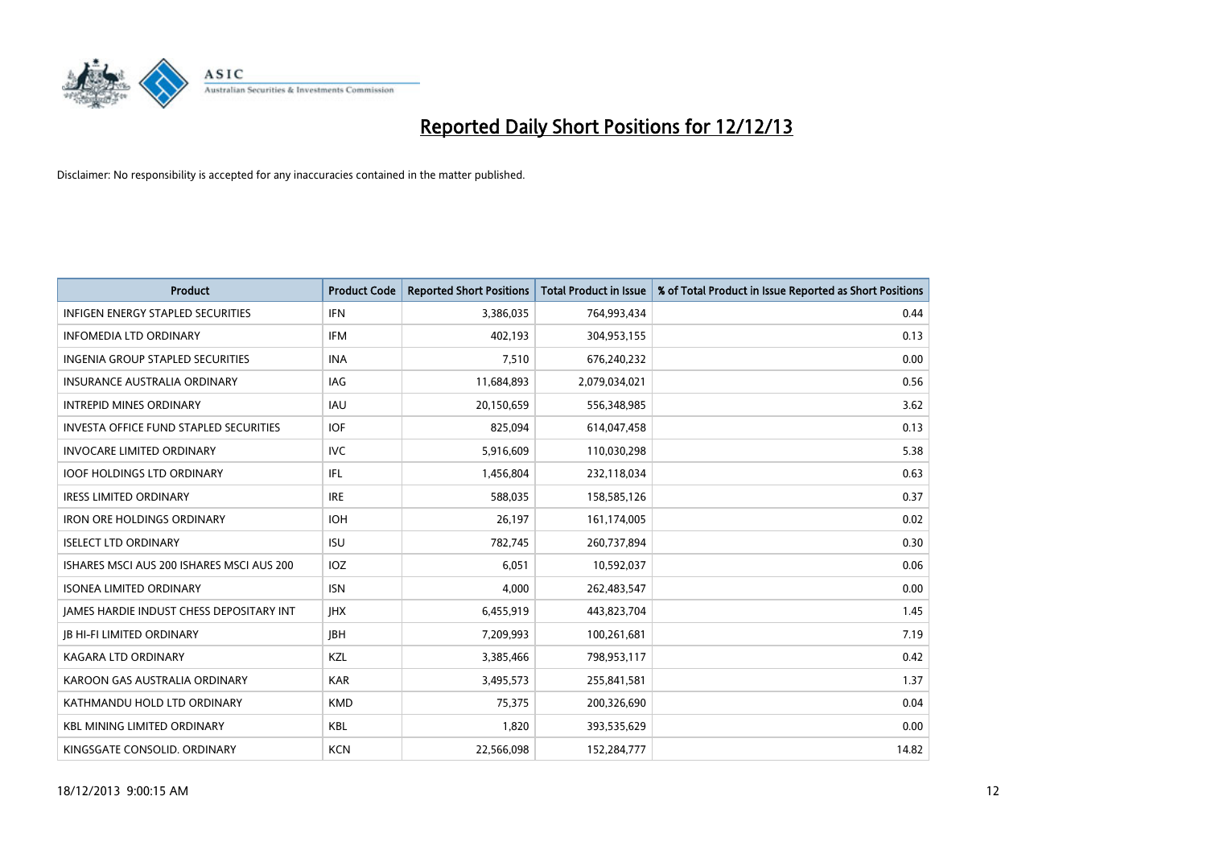# Reported Daily Short Positions for 12/12/13

Disclaimer: No responsibility is accepted for any inaccuracies contained in the matter published.

| Product | Product Code | Reported Short Positions | Total Product in Issue | % of Total Product in Issue Reported as Short Positions |
|---|---|---|---|---|
| INFIGEN ENERGY STAPLED SECURITIES | IFN | 3,386,035 | 764,993,434 | 0.44 |
| INFOMEDIA LTD ORDINARY | IFM | 402,193 | 304,953,155 | 0.13 |
| INGENIA GROUP STAPLED SECURITIES | INA | 7,510 | 676,240,232 | 0.00 |
| INSURANCE AUSTRALIA ORDINARY | IAG | 11,684,893 | 2,079,034,021 | 0.56 |
| INTREPID MINES ORDINARY | IAU | 20,150,659 | 556,348,985 | 3.62 |
| INVESTA OFFICE FUND STAPLED SECURITIES | IOF | 825,094 | 614,047,458 | 0.13 |
| INVOCARE LIMITED ORDINARY | IVC | 5,916,609 | 110,030,298 | 5.38 |
| IOOF HOLDINGS LTD ORDINARY | IFL | 1,456,804 | 232,118,034 | 0.63 |
| IRESS LIMITED ORDINARY | IRE | 588,035 | 158,585,126 | 0.37 |
| IRON ORE HOLDINGS ORDINARY | IOH | 26,197 | 161,174,005 | 0.02 |
| ISELECT LTD ORDINARY | ISU | 782,745 | 260,737,894 | 0.30 |
| ISHARES MSCI AUS 200 ISHARES MSCI AUS 200 | IOZ | 6,051 | 10,592,037 | 0.06 |
| ISONEA LIMITED ORDINARY | ISN | 4,000 | 262,483,547 | 0.00 |
| JAMES HARDIE INDUST CHESS DEPOSITARY INT | JHX | 6,455,919 | 443,823,704 | 1.45 |
| JB HI-FI LIMITED ORDINARY | JBH | 7,209,993 | 100,261,681 | 7.19 |
| KAGARA LTD ORDINARY | KZL | 3,385,466 | 798,953,117 | 0.42 |
| KAROON GAS AUSTRALIA ORDINARY | KAR | 3,495,573 | 255,841,581 | 1.37 |
| KATHMANDU HOLD LTD ORDINARY | KMD | 75,375 | 200,326,690 | 0.04 |
| KBL MINING LIMITED ORDINARY | KBL | 1,820 | 393,535,629 | 0.00 |
| KINGSGATE CONSOLID. ORDINARY | KCN | 22,566,098 | 152,284,777 | 14.82 |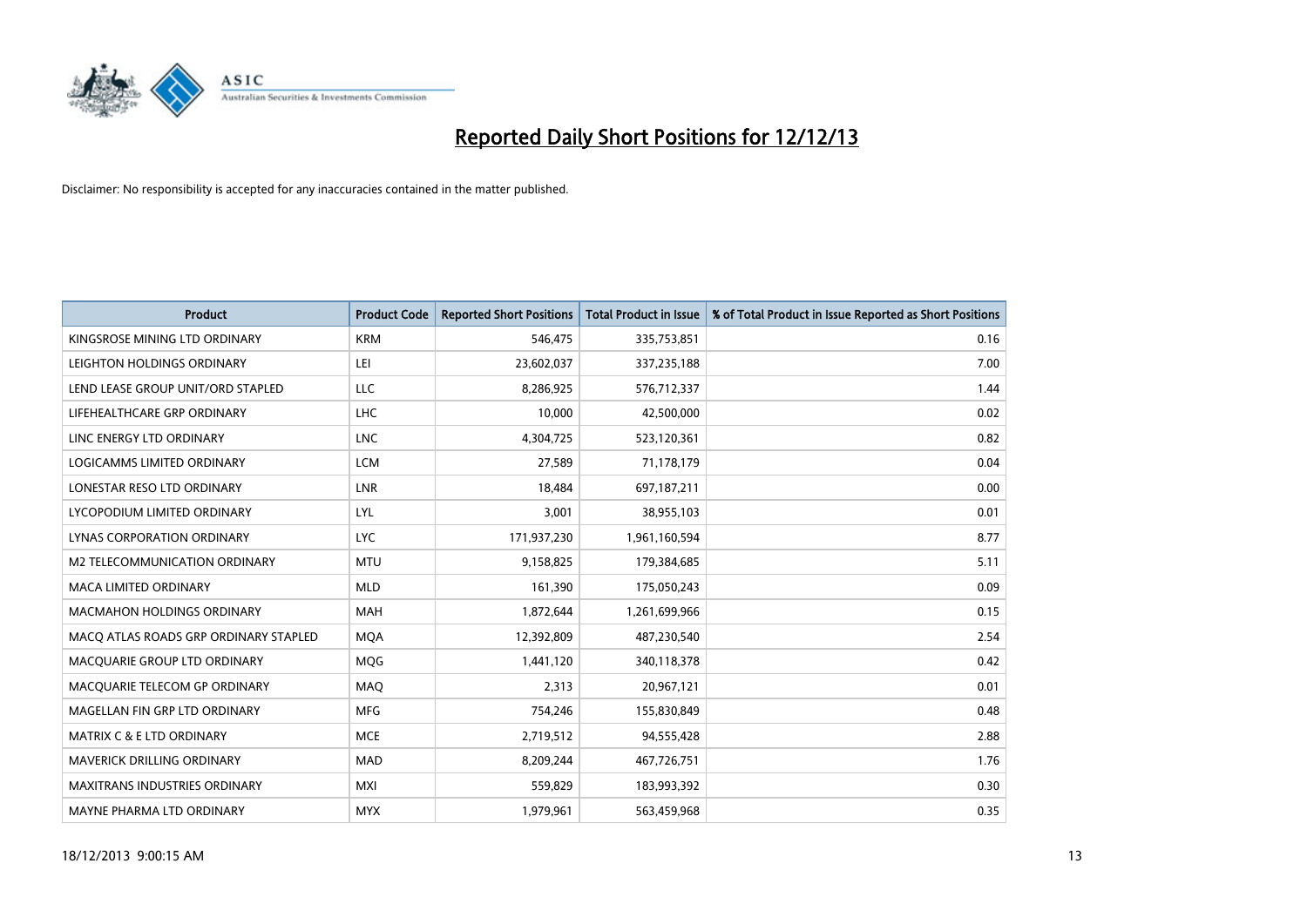# Reported Daily Short Positions for 12/12/13

Disclaimer: No responsibility is accepted for any inaccuracies contained in the matter published.

| Product | Product Code | Reported Short Positions | Total Product in Issue | % of Total Product in Issue Reported as Short Positions |
|---|---|---|---|---|
| KINGSROSE MINING LTD ORDINARY | KRM | 546,475 | 335,753,851 | 0.16 |
| LEIGHTON HOLDINGS ORDINARY | LEI | 23,602,037 | 337,235,188 | 7.00 |
| LEND LEASE GROUP UNIT/ORD STAPLED | LLC | 8,286,925 | 576,712,337 | 1.44 |
| LIFEHEALTHCARE GRP ORDINARY | LHC | 10,000 | 42,500,000 | 0.02 |
| LINC ENERGY LTD ORDINARY | LNC | 4,304,725 | 523,120,361 | 0.82 |
| LOGICAMMS LIMITED ORDINARY | LCM | 27,589 | 71,178,179 | 0.04 |
| LONESTAR RESO LTD ORDINARY | LNR | 18,484 | 697,187,211 | 0.00 |
| LYCOPODIUM LIMITED ORDINARY | LYL | 3,001 | 38,955,103 | 0.01 |
| LYNAS CORPORATION ORDINARY | LYC | 171,937,230 | 1,961,160,594 | 8.77 |
| M2 TELECOMMUNICATION ORDINARY | MTU | 9,158,825 | 179,384,685 | 5.11 |
| MACA LIMITED ORDINARY | MLD | 161,390 | 175,050,243 | 0.09 |
| MACMAHON HOLDINGS ORDINARY | MAH | 1,872,644 | 1,261,699,966 | 0.15 |
| MACQ ATLAS ROADS GRP ORDINARY STAPLED | MQA | 12,392,809 | 487,230,540 | 2.54 |
| MACQUARIE GROUP LTD ORDINARY | MQG | 1,441,120 | 340,118,378 | 0.42 |
| MACQUARIE TELECOM GP ORDINARY | MAQ | 2,313 | 20,967,121 | 0.01 |
| MAGELLAN FIN GRP LTD ORDINARY | MFG | 754,246 | 155,830,849 | 0.48 |
| MATRIX C & E LTD ORDINARY | MCE | 2,719,512 | 94,555,428 | 2.88 |
| MAVERICK DRILLING ORDINARY | MAD | 8,209,244 | 467,726,751 | 1.76 |
| MAXITRANS INDUSTRIES ORDINARY | MXI | 559,829 | 183,993,392 | 0.30 |
| MAYNE PHARMA LTD ORDINARY | MYX | 1,979,961 | 563,459,968 | 0.35 |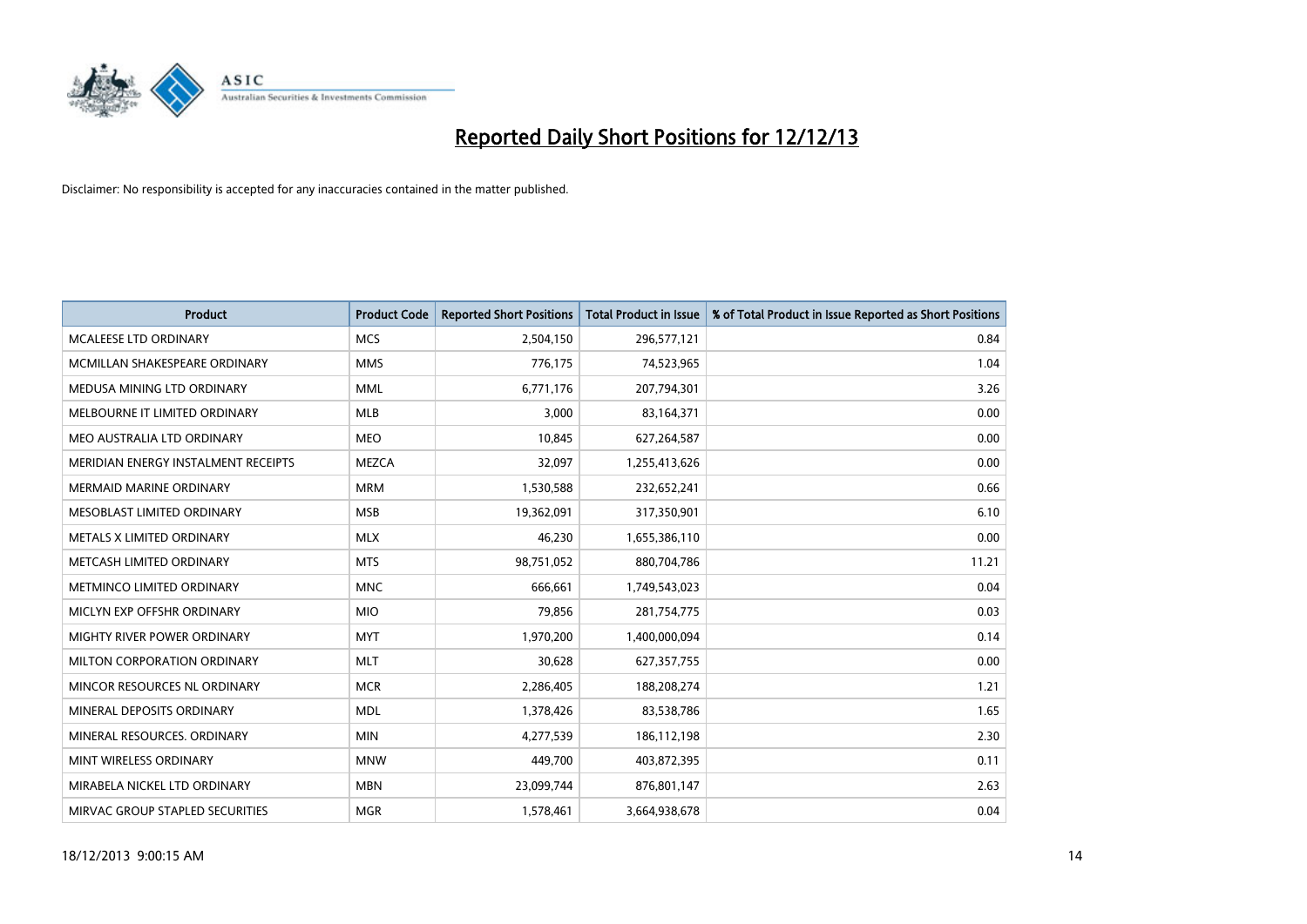# Reported Daily Short Positions for 12/12/13

Disclaimer: No responsibility is accepted for any inaccuracies contained in the matter published.

| Product | Product Code | Reported Short Positions | Total Product in Issue | % of Total Product in Issue Reported as Short Positions |
|---|---|---|---|---|
| MCALEESE LTD ORDINARY | MCS | 2,504,150 | 296,577,121 | 0.84 |
| MCMILLAN SHAKESPEARE ORDINARY | MMS | 776,175 | 74,523,965 | 1.04 |
| MEDUSA MINING LTD ORDINARY | MML | 6,771,176 | 207,794,301 | 3.26 |
| MELBOURNE IT LIMITED ORDINARY | MLB | 3,000 | 83,164,371 | 0.00 |
| MEO AUSTRALIA LTD ORDINARY | MEO | 10,845 | 627,264,587 | 0.00 |
| MERIDIAN ENERGY INSTALMENT RECEIPTS | MEZCA | 32,097 | 1,255,413,626 | 0.00 |
| MERMAID MARINE ORDINARY | MRM | 1,530,588 | 232,652,241 | 0.66 |
| MESOBLAST LIMITED ORDINARY | MSB | 19,362,091 | 317,350,901 | 6.10 |
| METALS X LIMITED ORDINARY | MLX | 46,230 | 1,655,386,110 | 0.00 |
| METCASH LIMITED ORDINARY | MTS | 98,751,052 | 880,704,786 | 11.21 |
| METMINCO LIMITED ORDINARY | MNC | 666,661 | 1,749,543,023 | 0.04 |
| MICLYN EXP OFFSHR ORDINARY | MIO | 79,856 | 281,754,775 | 0.03 |
| MIGHTY RIVER POWER ORDINARY | MYT | 1,970,200 | 1,400,000,094 | 0.14 |
| MILTON CORPORATION ORDINARY | MLT | 30,628 | 627,357,755 | 0.00 |
| MINCOR RESOURCES NL ORDINARY | MCR | 2,286,405 | 188,208,274 | 1.21 |
| MINERAL DEPOSITS ORDINARY | MDL | 1,378,426 | 83,538,786 | 1.65 |
| MINERAL RESOURCES. ORDINARY | MIN | 4,277,539 | 186,112,198 | 2.30 |
| MINT WIRELESS ORDINARY | MNW | 449,700 | 403,872,395 | 0.11 |
| MIRABELA NICKEL LTD ORDINARY | MBN | 23,099,744 | 876,801,147 | 2.63 |
| MIRVAC GROUP STAPLED SECURITIES | MGR | 1,578,461 | 3,664,938,678 | 0.04 |

18/12/2013 9:00:15 AM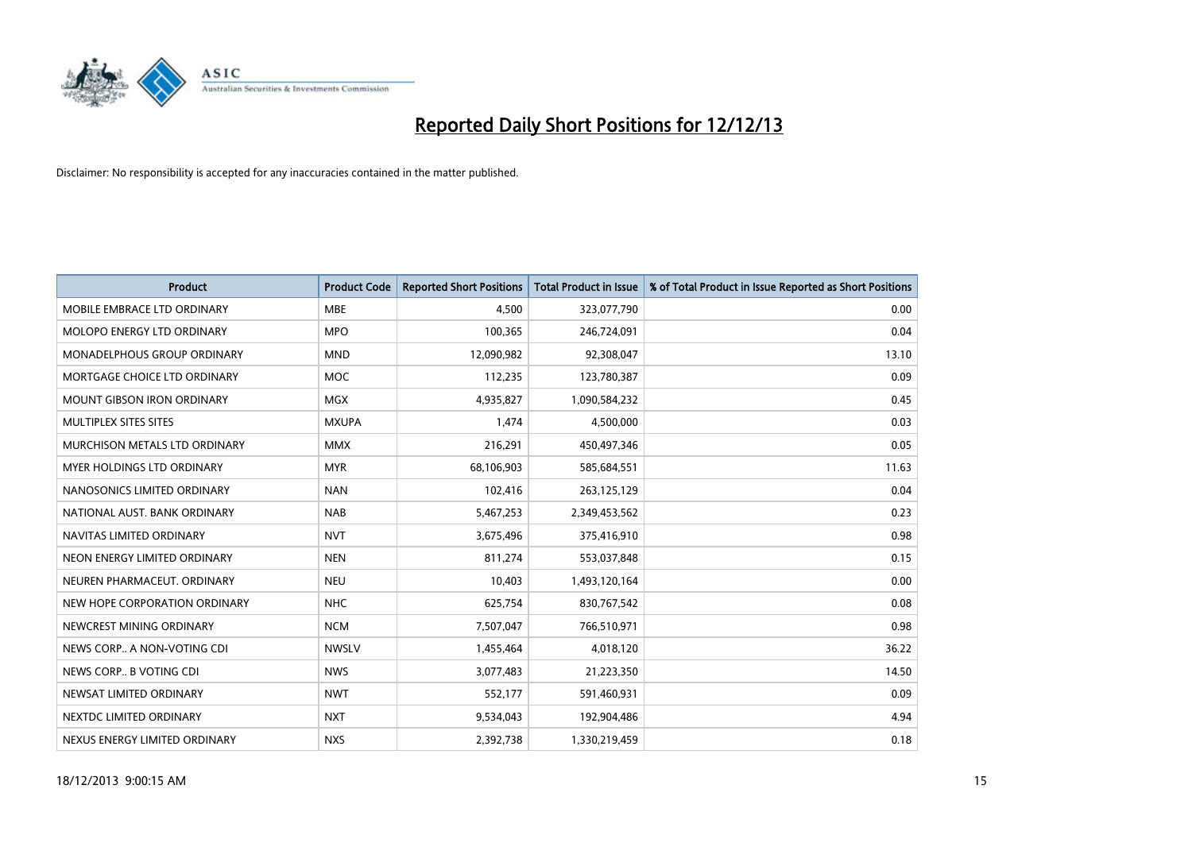# Reported Daily Short Positions for 12/12/13

Disclaimer: No responsibility is accepted for any inaccuracies contained in the matter published.

| Product | Product Code | Reported Short Positions | Total Product in Issue | % of Total Product in Issue Reported as Short Positions |
|---|---|---|---|---|
| MOBILE EMBRACE LTD ORDINARY | MBE | 4,500 | 323,077,790 | 0.00 |
| MOLOPO ENERGY LTD ORDINARY | MPO | 100,365 | 246,724,091 | 0.04 |
| MONADELPHOUS GROUP ORDINARY | MND | 12,090,982 | 92,308,047 | 13.10 |
| MORTGAGE CHOICE LTD ORDINARY | MOC | 112,235 | 123,780,387 | 0.09 |
| MOUNT GIBSON IRON ORDINARY | MGX | 4,935,827 | 1,090,584,232 | 0.45 |
| MULTIPLEX SITES SITES | MXUPA | 1,474 | 4,500,000 | 0.03 |
| MURCHISON METALS LTD ORDINARY | MMX | 216,291 | 450,497,346 | 0.05 |
| MYER HOLDINGS LTD ORDINARY | MYR | 68,106,903 | 585,684,551 | 11.63 |
| NANOSONICS LIMITED ORDINARY | NAN | 102,416 | 263,125,129 | 0.04 |
| NATIONAL AUST. BANK ORDINARY | NAB | 5,467,253 | 2,349,453,562 | 0.23 |
| NAVITAS LIMITED ORDINARY | NVT | 3,675,496 | 375,416,910 | 0.98 |
| NEON ENERGY LIMITED ORDINARY | NEN | 811,274 | 553,037,848 | 0.15 |
| NEUREN PHARMACEUT. ORDINARY | NEU | 10,403 | 1,493,120,164 | 0.00 |
| NEW HOPE CORPORATION ORDINARY | NHC | 625,754 | 830,767,542 | 0.08 |
| NEWCREST MINING ORDINARY | NCM | 7,507,047 | 766,510,971 | 0.98 |
| NEWS CORP.. A NON-VOTING CDI | NWSLV | 1,455,464 | 4,018,120 | 36.22 |
| NEWS CORP.. B VOTING CDI | NWS | 3,077,483 | 21,223,350 | 14.50 |
| NEWSAT LIMITED ORDINARY | NWT | 552,177 | 591,460,931 | 0.09 |
| NEXTDC LIMITED ORDINARY | NXT | 9,534,043 | 192,904,486 | 4.94 |
| NEXUS ENERGY LIMITED ORDINARY | NXS | 2,392,738 | 1,330,219,459 | 0.18 |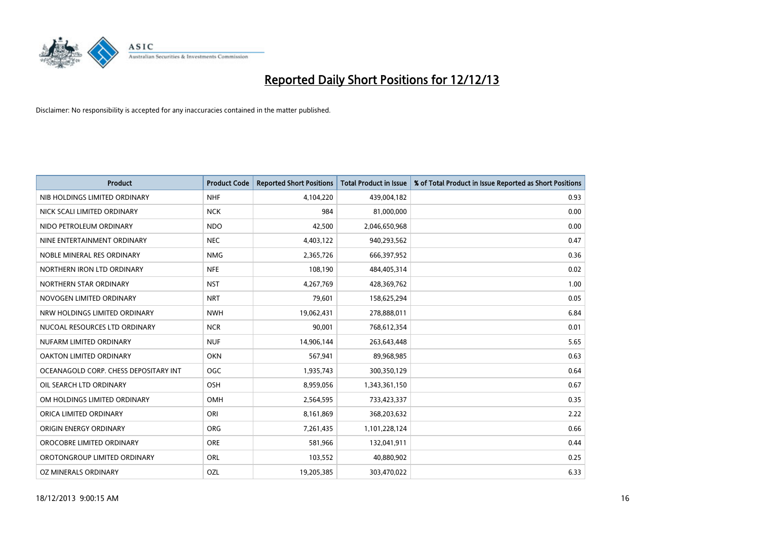# Reported Daily Short Positions for 12/12/13

Disclaimer: No responsibility is accepted for any inaccuracies contained in the matter published.

| Product | Product Code | Reported Short Positions | Total Product in Issue | % of Total Product in Issue Reported as Short Positions |
|---|---|---|---|---|
| NIB HOLDINGS LIMITED ORDINARY | NHF | 4,104,220 | 439,004,182 | 0.93 |
| NICK SCALI LIMITED ORDINARY | NCK | 984 | 81,000,000 | 0.00 |
| NIDO PETROLEUM ORDINARY | NDO | 42,500 | 2,046,650,968 | 0.00 |
| NINE ENTERTAINMENT ORDINARY | NEC | 4,403,122 | 940,293,562 | 0.47 |
| NOBLE MINERAL RES ORDINARY | NMG | 2,365,726 | 666,397,952 | 0.36 |
| NORTHERN IRON LTD ORDINARY | NFE | 108,190 | 484,405,314 | 0.02 |
| NORTHERN STAR ORDINARY | NST | 4,267,769 | 428,369,762 | 1.00 |
| NOVOGEN LIMITED ORDINARY | NRT | 79,601 | 158,625,294 | 0.05 |
| NRW HOLDINGS LIMITED ORDINARY | NWH | 19,062,431 | 278,888,011 | 6.84 |
| NUCOAL RESOURCES LTD ORDINARY | NCR | 90,001 | 768,612,354 | 0.01 |
| NUFARM LIMITED ORDINARY | NUF | 14,906,144 | 263,643,448 | 5.65 |
| OAKTON LIMITED ORDINARY | OKN | 567,941 | 89,968,985 | 0.63 |
| OCEANAGOLD CORP. CHESS DEPOSITARY INT | OGC | 1,935,743 | 300,350,129 | 0.64 |
| OIL SEARCH LTD ORDINARY | OSH | 8,959,056 | 1,343,361,150 | 0.67 |
| OM HOLDINGS LIMITED ORDINARY | OMH | 2,564,595 | 733,423,337 | 0.35 |
| ORICA LIMITED ORDINARY | ORI | 8,161,869 | 368,203,632 | 2.22 |
| ORIGIN ENERGY ORDINARY | ORG | 7,261,435 | 1,101,228,124 | 0.66 |
| OROCOBRE LIMITED ORDINARY | ORE | 581,966 | 132,041,911 | 0.44 |
| OROTONGROUP LIMITED ORDINARY | ORL | 103,552 | 40,880,902 | 0.25 |
| OZ MINERALS ORDINARY | OZL | 19,205,385 | 303,470,022 | 6.33 |

18/12/2013 9:00:15 AM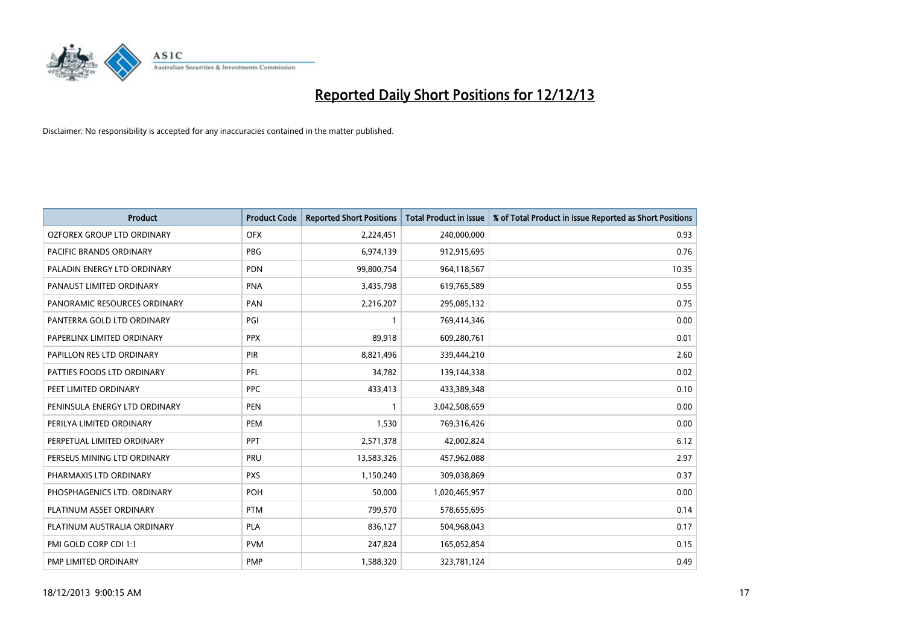# Reported Daily Short Positions for 12/12/13

Disclaimer: No responsibility is accepted for any inaccuracies contained in the matter published.

| Product | Product Code | Reported Short Positions | Total Product in Issue | % of Total Product in Issue Reported as Short Positions |
|---|---|---|---|---|
| OZFOREX GROUP LTD ORDINARY | OFX | 2,224,451 | 240,000,000 | 0.93 |
| PACIFIC BRANDS ORDINARY | PBG | 6,974,139 | 912,915,695 | 0.76 |
| PALADIN ENERGY LTD ORDINARY | PDN | 99,800,754 | 964,118,567 | 10.35 |
| PANAUST LIMITED ORDINARY | PNA | 3,435,798 | 619,765,589 | 0.55 |
| PANORAMIC RESOURCES ORDINARY | PAN | 2,216,207 | 295,085,132 | 0.75 |
| PANTERRA GOLD LTD ORDINARY | PGI | 1 | 769,414,346 | 0.00 |
| PAPERLINX LIMITED ORDINARY | PPX | 89,918 | 609,280,761 | 0.01 |
| PAPILLON RES LTD ORDINARY | PIR | 8,821,496 | 339,444,210 | 2.60 |
| PATTIES FOODS LTD ORDINARY | PFL | 34,782 | 139,144,338 | 0.02 |
| PEET LIMITED ORDINARY | PPC | 433,413 | 433,389,348 | 0.10 |
| PENINSULA ENERGY LTD ORDINARY | PEN | 1 | 3,042,508,659 | 0.00 |
| PERILYA LIMITED ORDINARY | PEM | 1,530 | 769,316,426 | 0.00 |
| PERPETUAL LIMITED ORDINARY | PPT | 2,571,378 | 42,002,824 | 6.12 |
| PERSEUS MINING LTD ORDINARY | PRU | 13,583,326 | 457,962,088 | 2.97 |
| PHARMAXIS LTD ORDINARY | PXS | 1,150,240 | 309,038,869 | 0.37 |
| PHOSPHAGENICS LTD. ORDINARY | POH | 50,000 | 1,020,465,957 | 0.00 |
| PLATINUM ASSET ORDINARY | PTM | 799,570 | 578,655,695 | 0.14 |
| PLATINUM AUSTRALIA ORDINARY | PLA | 836,127 | 504,968,043 | 0.17 |
| PMI GOLD CORP CDI 1:1 | PVM | 247,824 | 165,052,854 | 0.15 |
| PMP LIMITED ORDINARY | PMP | 1,588,320 | 323,781,124 | 0.49 |

18/12/2013 9:00:15 AM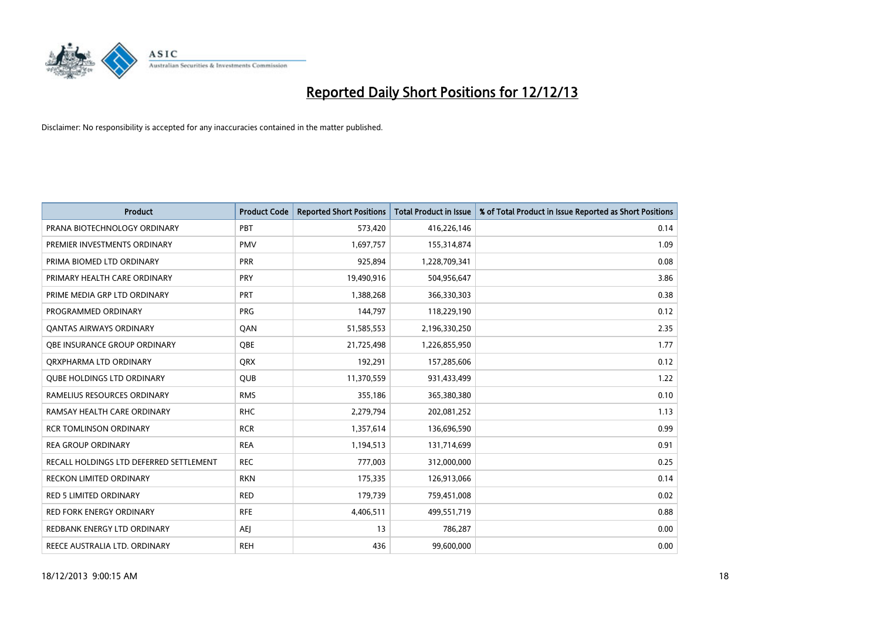# Reported Daily Short Positions for 12/12/13

Disclaimer: No responsibility is accepted for any inaccuracies contained in the matter published.

| Product | Product Code | Reported Short Positions | Total Product in Issue | % of Total Product in Issue Reported as Short Positions |
|---|---|---|---|---|
| PRANA BIOTECHNOLOGY ORDINARY | PBT | 573,420 | 416,226,146 | 0.14 |
| PREMIER INVESTMENTS ORDINARY | PMV | 1,697,757 | 155,314,874 | 1.09 |
| PRIMA BIOMED LTD ORDINARY | PRR | 925,894 | 1,228,709,341 | 0.08 |
| PRIMARY HEALTH CARE ORDINARY | PRY | 19,490,916 | 504,956,647 | 3.86 |
| PRIME MEDIA GRP LTD ORDINARY | PRT | 1,388,268 | 366,330,303 | 0.38 |
| PROGRAMMED ORDINARY | PRG | 144,797 | 118,229,190 | 0.12 |
| QANTAS AIRWAYS ORDINARY | QAN | 51,585,553 | 2,196,330,250 | 2.35 |
| QBE INSURANCE GROUP ORDINARY | QBE | 21,725,498 | 1,226,855,950 | 1.77 |
| QRXPHARMA LTD ORDINARY | QRX | 192,291 | 157,285,606 | 0.12 |
| QUBE HOLDINGS LTD ORDINARY | QUB | 11,370,559 | 931,433,499 | 1.22 |
| RAMELIUS RESOURCES ORDINARY | RMS | 355,186 | 365,380,380 | 0.10 |
| RAMSAY HEALTH CARE ORDINARY | RHC | 2,279,794 | 202,081,252 | 1.13 |
| RCR TOMLINSON ORDINARY | RCR | 1,357,614 | 136,696,590 | 0.99 |
| REA GROUP ORDINARY | REA | 1,194,513 | 131,714,699 | 0.91 |
| RECALL HOLDINGS LTD DEFERRED SETTLEMENT | REC | 777,003 | 312,000,000 | 0.25 |
| RECKON LIMITED ORDINARY | RKN | 175,335 | 126,913,066 | 0.14 |
| RED 5 LIMITED ORDINARY | RED | 179,739 | 759,451,008 | 0.02 |
| RED FORK ENERGY ORDINARY | RFE | 4,406,511 | 499,551,719 | 0.88 |
| REDBANK ENERGY LTD ORDINARY | AEJ | 13 | 786,287 | 0.00 |
| REECE AUSTRALIA LTD. ORDINARY | REH | 436 | 99,600,000 | 0.00 |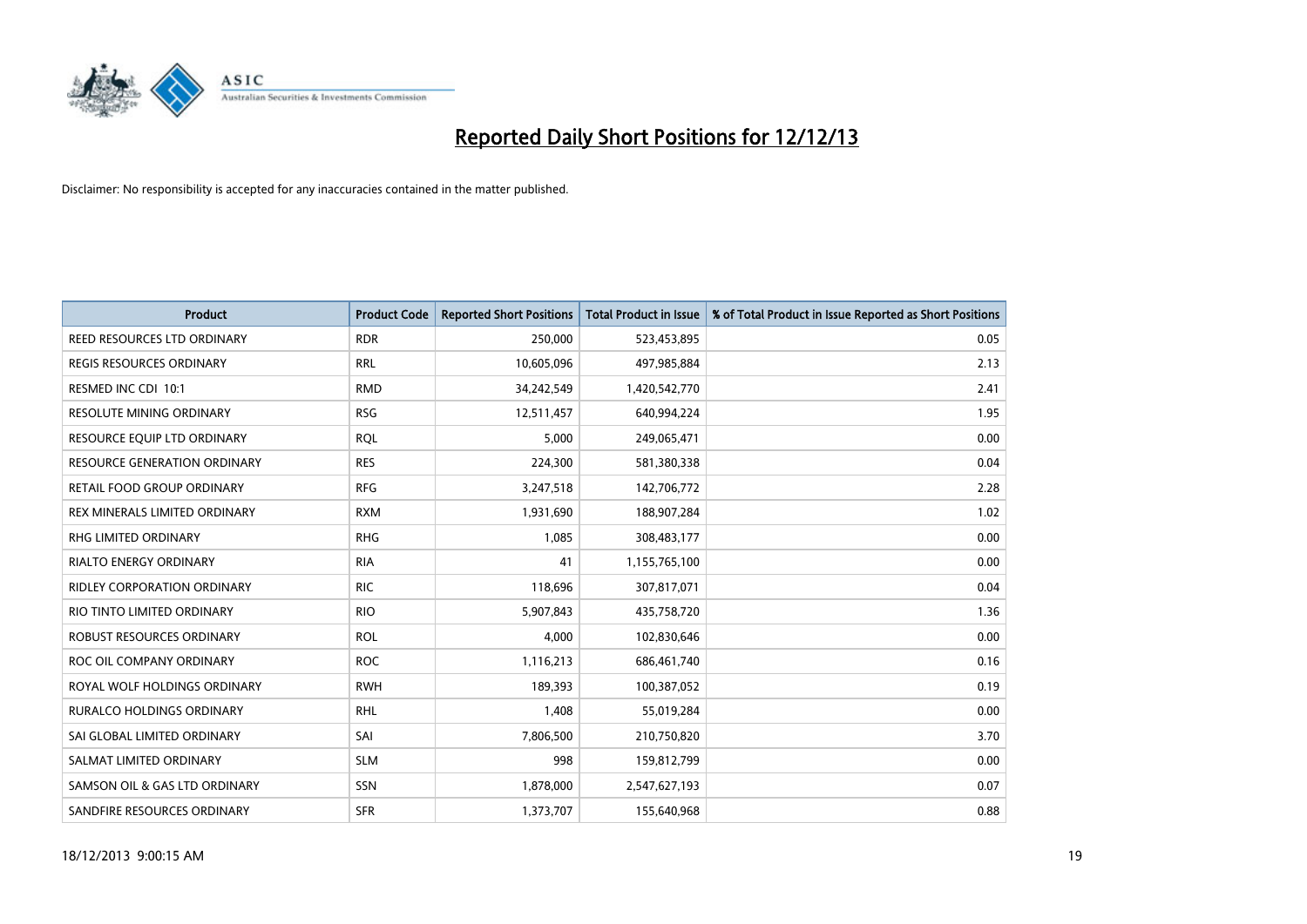# Reported Daily Short Positions for 12/12/13

Disclaimer: No responsibility is accepted for any inaccuracies contained in the matter published.

| Product | Product Code | Reported Short Positions | Total Product in Issue | % of Total Product in Issue Reported as Short Positions |
|---|---|---|---|---|
| REED RESOURCES LTD ORDINARY | RDR | 250,000 | 523,453,895 | 0.05 |
| REGIS RESOURCES ORDINARY | RRL | 10,605,096 | 497,985,884 | 2.13 |
| RESMED INC CDI 10:1 | RMD | 34,242,549 | 1,420,542,770 | 2.41 |
| RESOLUTE MINING ORDINARY | RSG | 12,511,457 | 640,994,224 | 1.95 |
| RESOURCE EQUIP LTD ORDINARY | RQL | 5,000 | 249,065,471 | 0.00 |
| RESOURCE GENERATION ORDINARY | RES | 224,300 | 581,380,338 | 0.04 |
| RETAIL FOOD GROUP ORDINARY | RFG | 3,247,518 | 142,706,772 | 2.28 |
| REX MINERALS LIMITED ORDINARY | RXM | 1,931,690 | 188,907,284 | 1.02 |
| RHG LIMITED ORDINARY | RHG | 1,085 | 308,483,177 | 0.00 |
| RIALTO ENERGY ORDINARY | RIA | 41 | 1,155,765,100 | 0.00 |
| RIDLEY CORPORATION ORDINARY | RIC | 118,696 | 307,817,071 | 0.04 |
| RIO TINTO LIMITED ORDINARY | RIO | 5,907,843 | 435,758,720 | 1.36 |
| ROBUST RESOURCES ORDINARY | ROL | 4,000 | 102,830,646 | 0.00 |
| ROC OIL COMPANY ORDINARY | ROC | 1,116,213 | 686,461,740 | 0.16 |
| ROYAL WOLF HOLDINGS ORDINARY | RWH | 189,393 | 100,387,052 | 0.19 |
| RURALCO HOLDINGS ORDINARY | RHL | 1,408 | 55,019,284 | 0.00 |
| SAI GLOBAL LIMITED ORDINARY | SAI | 7,806,500 | 210,750,820 | 3.70 |
| SALMAT LIMITED ORDINARY | SLM | 998 | 159,812,799 | 0.00 |
| SAMSON OIL & GAS LTD ORDINARY | SSN | 1,878,000 | 2,547,627,193 | 0.07 |
| SANDFIRE RESOURCES ORDINARY | SFR | 1,373,707 | 155,640,968 | 0.88 |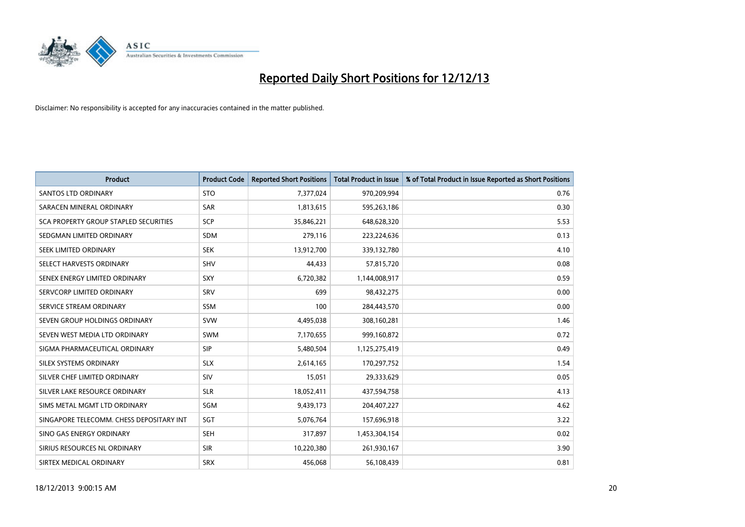# Reported Daily Short Positions for 12/12/13

Disclaimer: No responsibility is accepted for any inaccuracies contained in the matter published.

| Product | Product Code | Reported Short Positions | Total Product in Issue | % of Total Product in Issue Reported as Short Positions |
| --- | --- | --- | --- | --- |
| SANTOS LTD ORDINARY | STO | 7,377,024 | 970,209,994 | 0.76 |
| SARACEN MINERAL ORDINARY | SAR | 1,813,615 | 595,263,186 | 0.30 |
| SCA PROPERTY GROUP STAPLED SECURITIES | SCP | 35,846,221 | 648,628,320 | 5.53 |
| SEDGMAN LIMITED ORDINARY | SDM | 279,116 | 223,224,636 | 0.13 |
| SEEK LIMITED ORDINARY | SEK | 13,912,700 | 339,132,780 | 4.10 |
| SELECT HARVESTS ORDINARY | SHV | 44,433 | 57,815,720 | 0.08 |
| SENEX ENERGY LIMITED ORDINARY | SXY | 6,720,382 | 1,144,008,917 | 0.59 |
| SERVCORP LIMITED ORDINARY | SRV | 699 | 98,432,275 | 0.00 |
| SERVICE STREAM ORDINARY | SSM | 100 | 284,443,570 | 0.00 |
| SEVEN GROUP HOLDINGS ORDINARY | SVW | 4,495,038 | 308,160,281 | 1.46 |
| SEVEN WEST MEDIA LTD ORDINARY | SWM | 7,170,655 | 999,160,872 | 0.72 |
| SIGMA PHARMACEUTICAL ORDINARY | SIP | 5,480,504 | 1,125,275,419 | 0.49 |
| SILEX SYSTEMS ORDINARY | SLX | 2,614,165 | 170,297,752 | 1.54 |
| SILVER CHEF LIMITED ORDINARY | SIV | 15,051 | 29,333,629 | 0.05 |
| SILVER LAKE RESOURCE ORDINARY | SLR | 18,052,411 | 437,594,758 | 4.13 |
| SIMS METAL MGMT LTD ORDINARY | SGM | 9,439,173 | 204,407,227 | 4.62 |
| SINGAPORE TELECOMM. CHESS DEPOSITARY INT | SGT | 5,076,764 | 157,696,918 | 3.22 |
| SINO GAS ENERGY ORDINARY | SEH | 317,897 | 1,453,304,154 | 0.02 |
| SIRIUS RESOURCES NL ORDINARY | SIR | 10,220,380 | 261,930,167 | 3.90 |
| SIRTEX MEDICAL ORDINARY | SRX | 456,068 | 56,108,439 | 0.81 |

18/12/2013 9:00:15 AM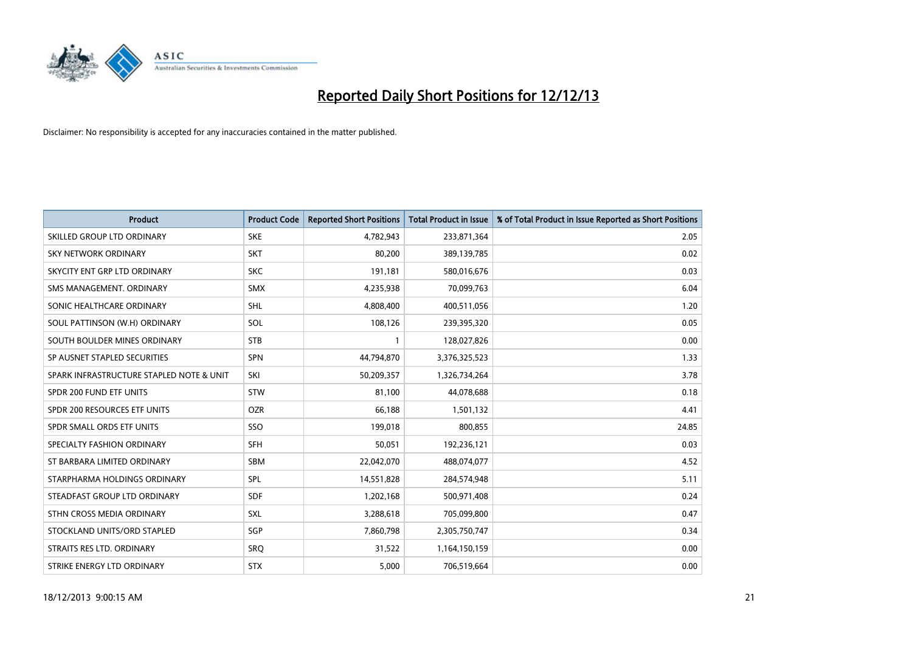# Reported Daily Short Positions for 12/12/13

Disclaimer: No responsibility is accepted for any inaccuracies contained in the matter published.

| Product | Product Code | Reported Short Positions | Total Product in Issue | % of Total Product in Issue Reported as Short Positions |
|---|---|---|---|---|
| SKILLED GROUP LTD ORDINARY | SKE | 4,782,943 | 233,871,364 | 2.05 |
| SKY NETWORK ORDINARY | SKT | 80,200 | 389,139,785 | 0.02 |
| SKYCITY ENT GRP LTD ORDINARY | SKC | 191,181 | 580,016,676 | 0.03 |
| SMS MANAGEMENT. ORDINARY | SMX | 4,235,938 | 70,099,763 | 6.04 |
| SONIC HEALTHCARE ORDINARY | SHL | 4,808,400 | 400,511,056 | 1.20 |
| SOUL PATTINSON (W.H) ORDINARY | SOL | 108,126 | 239,395,320 | 0.05 |
| SOUTH BOULDER MINES ORDINARY | STB | 1 | 128,027,826 | 0.00 |
| SP AUSNET STAPLED SECURITIES | SPN | 44,794,870 | 3,376,325,523 | 1.33 |
| SPARK INFRASTRUCTURE STAPLED NOTE & UNIT | SKI | 50,209,357 | 1,326,734,264 | 3.78 |
| SPDR 200 FUND ETF UNITS | STW | 81,100 | 44,078,688 | 0.18 |
| SPDR 200 RESOURCES ETF UNITS | OZR | 66,188 | 1,501,132 | 4.41 |
| SPDR SMALL ORDS ETF UNITS | SSO | 199,018 | 800,855 | 24.85 |
| SPECIALTY FASHION ORDINARY | SFH | 50,051 | 192,236,121 | 0.03 |
| ST BARBARA LIMITED ORDINARY | SBM | 22,042,070 | 488,074,077 | 4.52 |
| STARPHARMA HOLDINGS ORDINARY | SPL | 14,551,828 | 284,574,948 | 5.11 |
| STEADFAST GROUP LTD ORDINARY | SDF | 1,202,168 | 500,971,408 | 0.24 |
| STHN CROSS MEDIA ORDINARY | SXL | 3,288,618 | 705,099,800 | 0.47 |
| STOCKLAND UNITS/ORD STAPLED | SGP | 7,860,798 | 2,305,750,747 | 0.34 |
| STRAITS RES LTD. ORDINARY | SRQ | 31,522 | 1,164,150,159 | 0.00 |
| STRIKE ENERGY LTD ORDINARY | STX | 5,000 | 706,519,664 | 0.00 |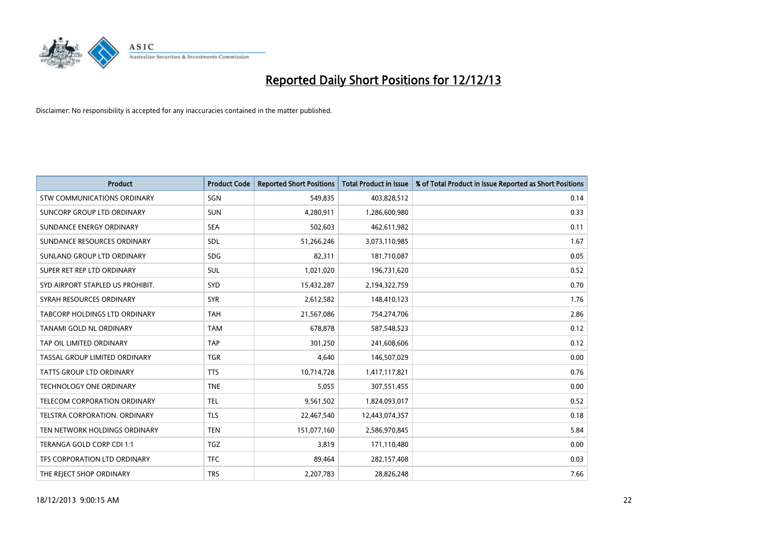# Reported Daily Short Positions for 12/12/13

Disclaimer: No responsibility is accepted for any inaccuracies contained in the matter published.

| Product | Product Code | Reported Short Positions | Total Product in Issue | % of Total Product in Issue Reported as Short Positions |
|---|---|---|---|---|
| STW COMMUNICATIONS ORDINARY | SGN | 549,835 | 403,828,512 | 0.14 |
| SUNCORP GROUP LTD ORDINARY | SUN | 4,280,911 | 1,286,600,980 | 0.33 |
| SUNDANCE ENERGY ORDINARY | SEA | 502,603 | 462,611,982 | 0.11 |
| SUNDANCE RESOURCES ORDINARY | SDL | 51,266,246 | 3,073,110,985 | 1.67 |
| SUNLAND GROUP LTD ORDINARY | SDG | 82,311 | 181,710,087 | 0.05 |
| SUPER RET REP LTD ORDINARY | SUL | 1,021,020 | 196,731,620 | 0.52 |
| SYD AIRPORT STAPLED US PROHIBIT. | SYD | 15,432,287 | 2,194,322,759 | 0.70 |
| SYRAH RESOURCES ORDINARY | SYR | 2,612,582 | 148,410,123 | 1.76 |
| TABCORP HOLDINGS LTD ORDINARY | TAH | 21,567,086 | 754,274,706 | 2.86 |
| TANAMI GOLD NL ORDINARY | TAM | 678,878 | 587,548,523 | 0.12 |
| TAP OIL LIMITED ORDINARY | TAP | 301,250 | 241,608,606 | 0.12 |
| TASSAL GROUP LIMITED ORDINARY | TGR | 4,640 | 146,507,029 | 0.00 |
| TATTS GROUP LTD ORDINARY | TTS | 10,714,728 | 1,417,117,821 | 0.76 |
| TECHNOLOGY ONE ORDINARY | TNE | 5,055 | 307,551,455 | 0.00 |
| TELECOM CORPORATION ORDINARY | TEL | 9,561,502 | 1,824,093,017 | 0.52 |
| TELSTRA CORPORATION. ORDINARY | TLS | 22,467,540 | 12,443,074,357 | 0.18 |
| TEN NETWORK HOLDINGS ORDINARY | TEN | 151,077,160 | 2,586,970,845 | 5.84 |
| TERANGA GOLD CORP CDI 1:1 | TGZ | 3,819 | 171,110,480 | 0.00 |
| TFS CORPORATION LTD ORDINARY | TFC | 89,464 | 282,157,408 | 0.03 |
| THE REJECT SHOP ORDINARY | TRS | 2,207,783 | 28,826,248 | 7.66 |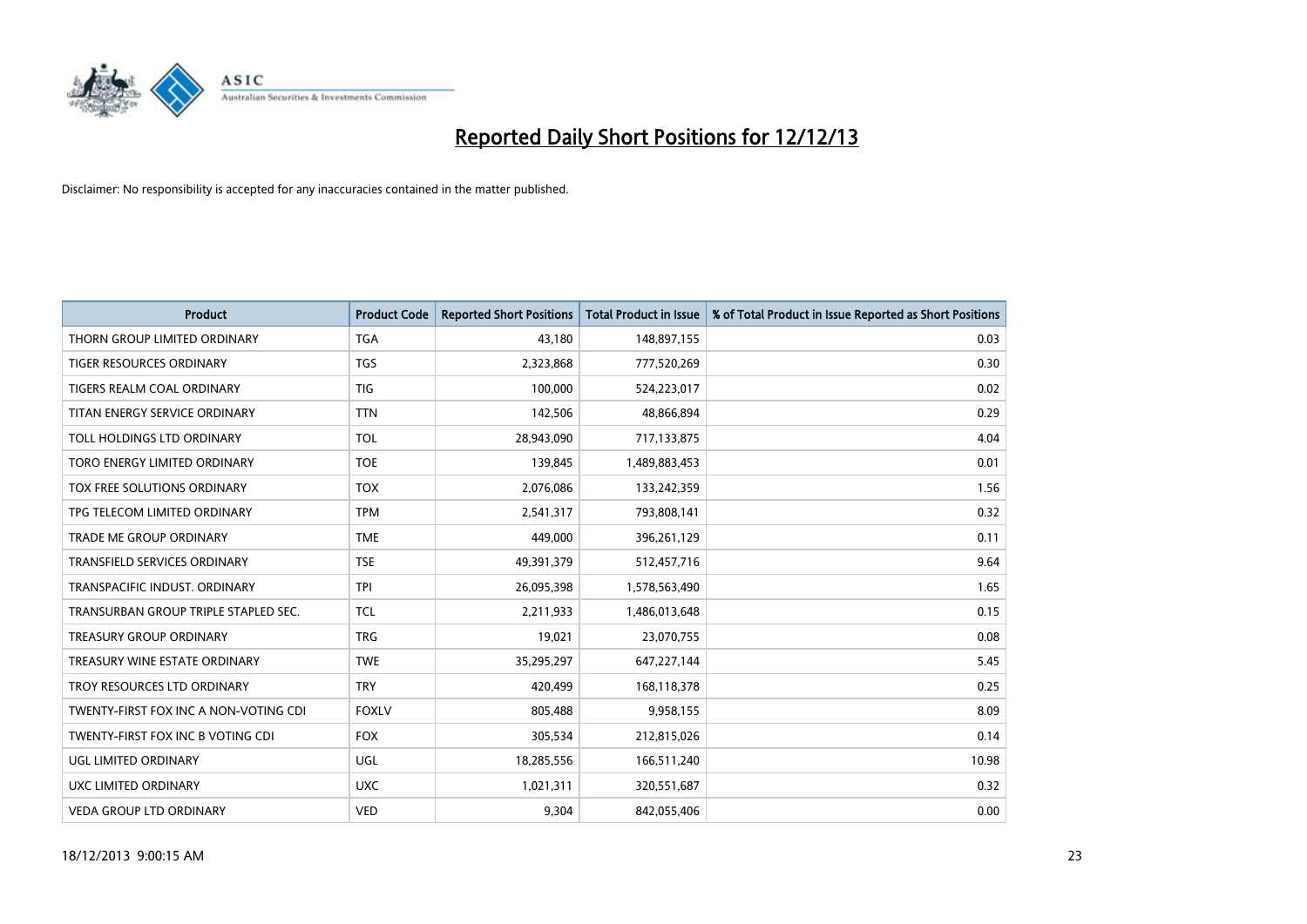# Reported Daily Short Positions for 12/12/13

Disclaimer: No responsibility is accepted for any inaccuracies contained in the matter published.

| Product | Product Code | Reported Short Positions | Total Product in Issue | % of Total Product in Issue Reported as Short Positions |
|---|---|---|---|---|
| THORN GROUP LIMITED ORDINARY | TGA | 43,180 | 148,897,155 | 0.03 |
| TIGER RESOURCES ORDINARY | TGS | 2,323,868 | 777,520,269 | 0.30 |
| TIGERS REALM COAL ORDINARY | TIG | 100,000 | 524,223,017 | 0.02 |
| TITAN ENERGY SERVICE ORDINARY | TTN | 142,506 | 48,866,894 | 0.29 |
| TOLL HOLDINGS LTD ORDINARY | TOL | 28,943,090 | 717,133,875 | 4.04 |
| TORO ENERGY LIMITED ORDINARY | TOE | 139,845 | 1,489,883,453 | 0.01 |
| TOX FREE SOLUTIONS ORDINARY | TOX | 2,076,086 | 133,242,359 | 1.56 |
| TPG TELECOM LIMITED ORDINARY | TPM | 2,541,317 | 793,808,141 | 0.32 |
| TRADE ME GROUP ORDINARY | TME | 449,000 | 396,261,129 | 0.11 |
| TRANSFIELD SERVICES ORDINARY | TSE | 49,391,379 | 512,457,716 | 9.64 |
| TRANSPACIFIC INDUST. ORDINARY | TPI | 26,095,398 | 1,578,563,490 | 1.65 |
| TRANSURBAN GROUP TRIPLE STAPLED SEC. | TCL | 2,211,933 | 1,486,013,648 | 0.15 |
| TREASURY GROUP ORDINARY | TRG | 19,021 | 23,070,755 | 0.08 |
| TREASURY WINE ESTATE ORDINARY | TWE | 35,295,297 | 647,227,144 | 5.45 |
| TROY RESOURCES LTD ORDINARY | TRY | 420,499 | 168,118,378 | 0.25 |
| TWENTY-FIRST FOX INC A NON-VOTING CDI | FOXLV | 805,488 | 9,958,155 | 8.09 |
| TWENTY-FIRST FOX INC B VOTING CDI | FOX | 305,534 | 212,815,026 | 0.14 |
| UGL LIMITED ORDINARY | UGL | 18,285,556 | 166,511,240 | 10.98 |
| UXC LIMITED ORDINARY | UXC | 1,021,311 | 320,551,687 | 0.32 |
| VEDA GROUP LTD ORDINARY | VED | 9,304 | 842,055,406 | 0.00 |

18/12/2013 9:00:15 AM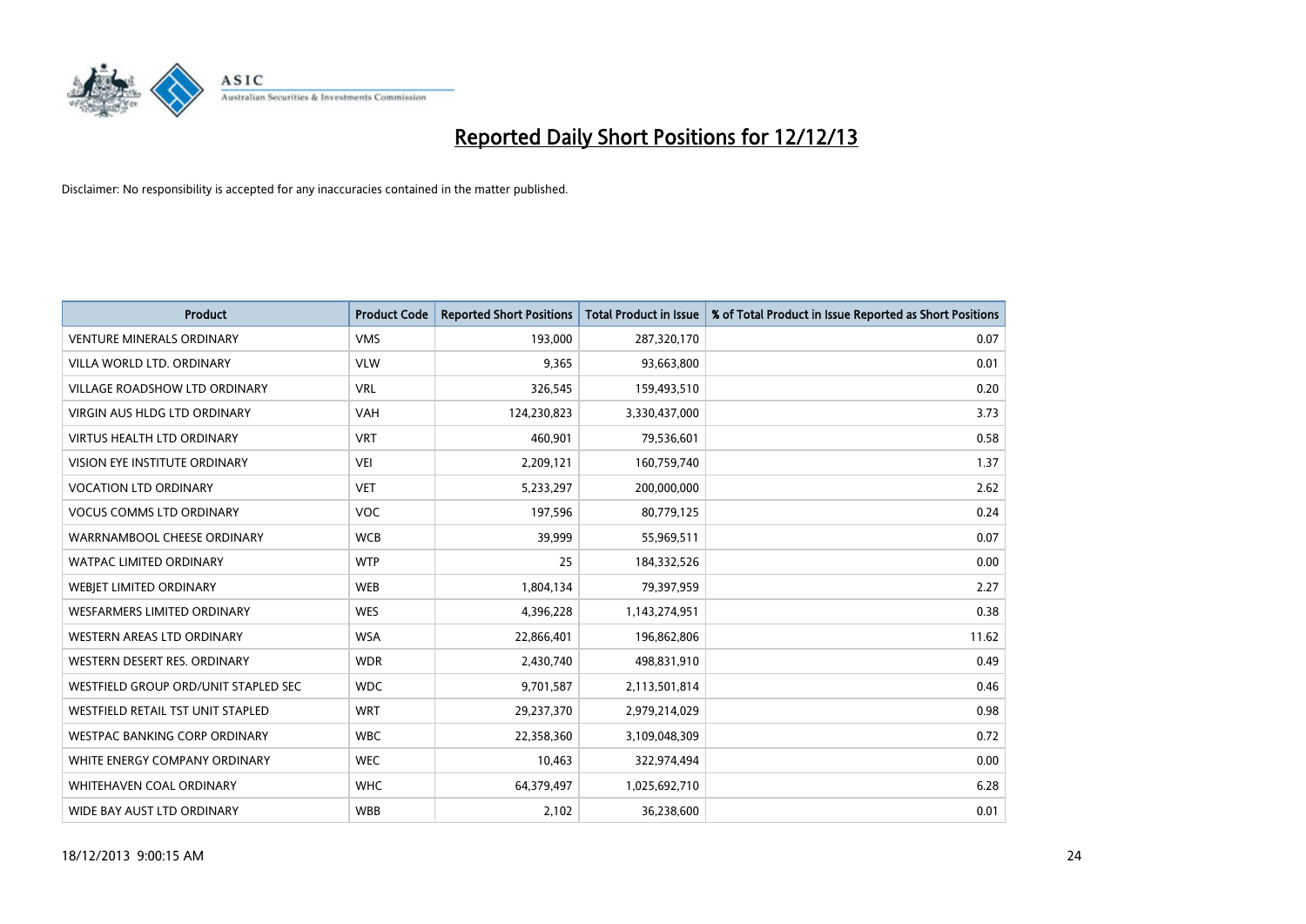# Reported Daily Short Positions for 12/12/13

Disclaimer: No responsibility is accepted for any inaccuracies contained in the matter published.

| Product | Product Code | Reported Short Positions | Total Product in Issue | % of Total Product in Issue Reported as Short Positions |
|---|---|---|---|---|
| VENTURE MINERALS ORDINARY | VMS | 193,000 | 287,320,170 | 0.07 |
| VILLA WORLD LTD. ORDINARY | VLW | 9,365 | 93,663,800 | 0.01 |
| VILLAGE ROADSHOW LTD ORDINARY | VRL | 326,545 | 159,493,510 | 0.20 |
| VIRGIN AUS HLDG LTD ORDINARY | VAH | 124,230,823 | 3,330,437,000 | 3.73 |
| VIRTUS HEALTH LTD ORDINARY | VRT | 460,901 | 79,536,601 | 0.58 |
| VISION EYE INSTITUTE ORDINARY | VEI | 2,209,121 | 160,759,740 | 1.37 |
| VOCATION LTD ORDINARY | VET | 5,233,297 | 200,000,000 | 2.62 |
| VOCUS COMMS LTD ORDINARY | VOC | 197,596 | 80,779,125 | 0.24 |
| WARRNAMBOOL CHEESE ORDINARY | WCB | 39,999 | 55,969,511 | 0.07 |
| WATPAC LIMITED ORDINARY | WTP | 25 | 184,332,526 | 0.00 |
| WEBJET LIMITED ORDINARY | WEB | 1,804,134 | 79,397,959 | 2.27 |
| WESFARMERS LIMITED ORDINARY | WES | 4,396,228 | 1,143,274,951 | 0.38 |
| WESTERN AREAS LTD ORDINARY | WSA | 22,866,401 | 196,862,806 | 11.62 |
| WESTERN DESERT RES. ORDINARY | WDR | 2,430,740 | 498,831,910 | 0.49 |
| WESTFIELD GROUP ORD/UNIT STAPLED SEC | WDC | 9,701,587 | 2,113,501,814 | 0.46 |
| WESTFIELD RETAIL TST UNIT STAPLED | WRT | 29,237,370 | 2,979,214,029 | 0.98 |
| WESTPAC BANKING CORP ORDINARY | WBC | 22,358,360 | 3,109,048,309 | 0.72 |
| WHITE ENERGY COMPANY ORDINARY | WEC | 10,463 | 322,974,494 | 0.00 |
| WHITEHAVEN COAL ORDINARY | WHC | 64,379,497 | 1,025,692,710 | 6.28 |
| WIDE BAY AUST LTD ORDINARY | WBB | 2,102 | 36,238,600 | 0.01 |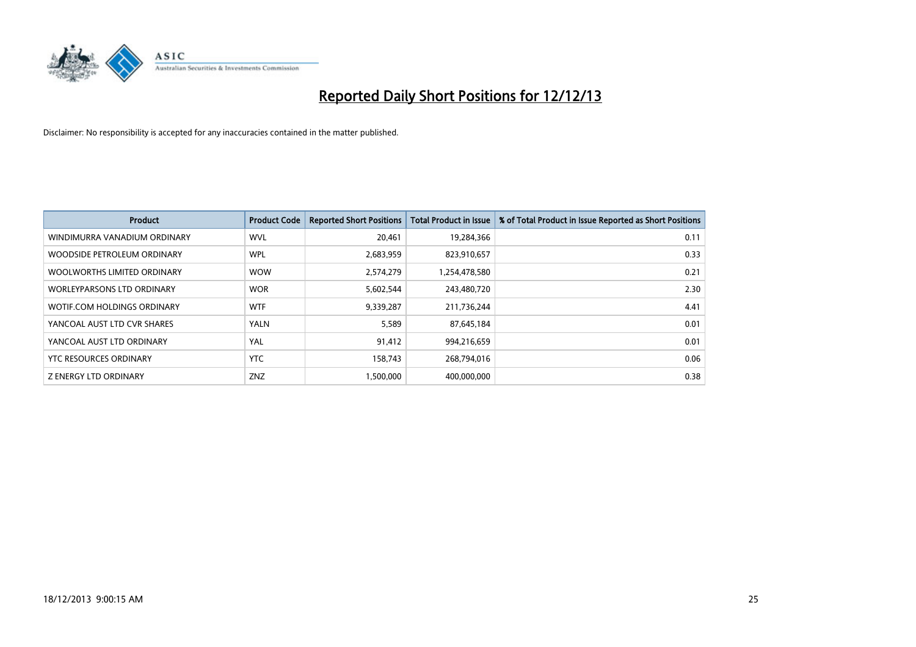# Reported Daily Short Positions for 12/12/13

Disclaimer: No responsibility is accepted for any inaccuracies contained in the matter published.

| Product | Product Code | Reported Short Positions | Total Product in Issue | % of Total Product in Issue Reported as Short Positions |
|---|---|---|---|---|
| WINDIMURRA VANADIUM ORDINARY | WVL | 20,461 | 19,284,366 | 0.11 |
| WOODSIDE PETROLEUM ORDINARY | WPL | 2,683,959 | 823,910,657 | 0.33 |
| WOOLWORTHS LIMITED ORDINARY | WOW | 2,574,279 | 1,254,478,580 | 0.21 |
| WORLEYPARSONS LTD ORDINARY | WOR | 5,602,544 | 243,480,720 | 2.30 |
| WOTIF.COM HOLDINGS ORDINARY | WTF | 9,339,287 | 211,736,244 | 4.41 |
| YANCOAL AUST LTD CVR SHARES | YALN | 5,589 | 87,645,184 | 0.01 |
| YANCOAL AUST LTD ORDINARY | YAL | 91,412 | 994,216,659 | 0.01 |
| YTC RESOURCES ORDINARY | YTC | 158,743 | 268,794,016 | 0.06 |
| Z ENERGY LTD ORDINARY | ZNZ | 1,500,000 | 400,000,000 | 0.38 |

18/12/2013 9:00:15 AM